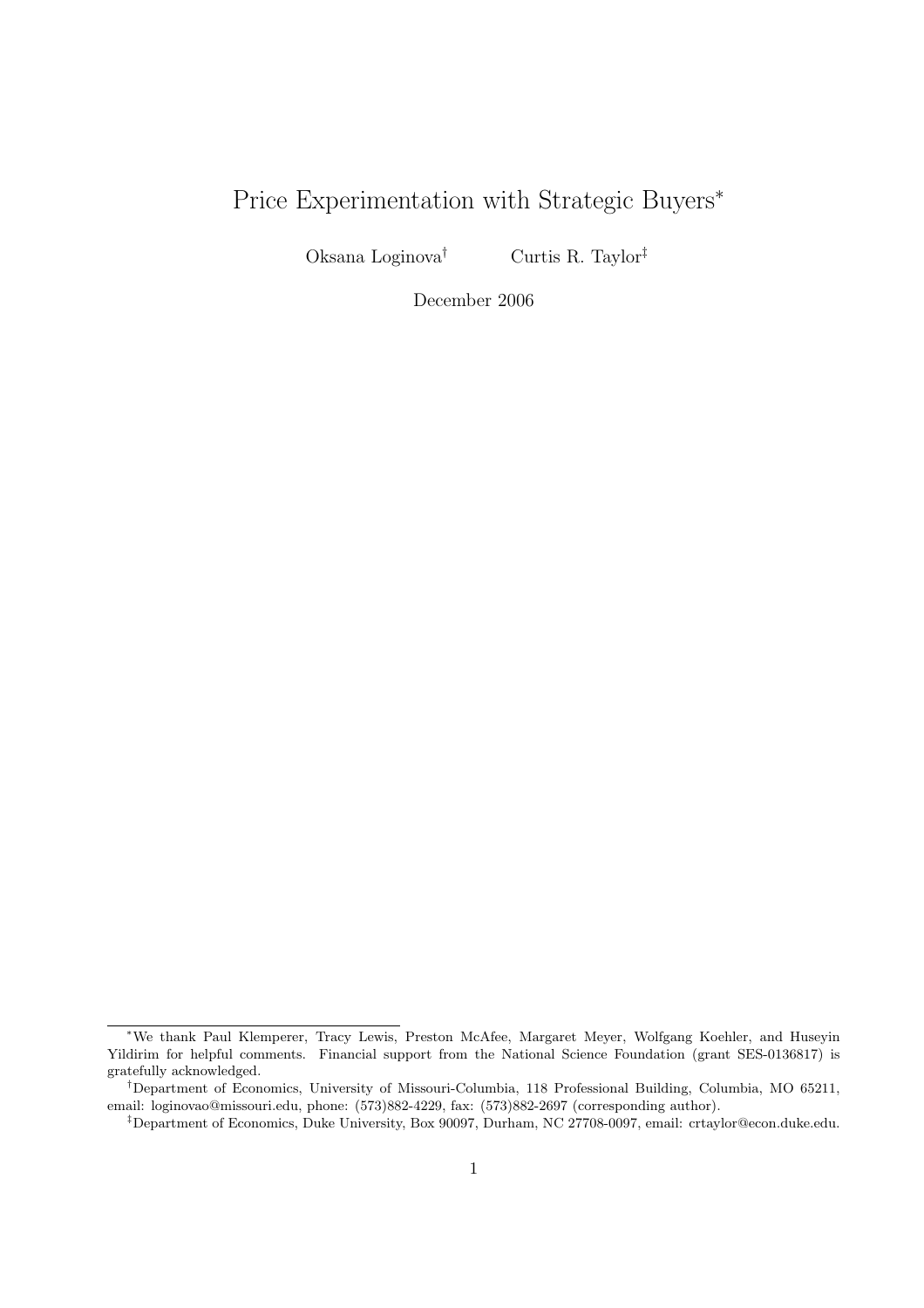# Price Experimentation with Strategic Buyers*

Oksana Loginova† Curtis R. Taylor‡

December 2006

---

*We thank Paul Klemperer, Tracy Lewis, Preston McAfee, Margaret Meyer, Wolfgang Koehler, and Huseyin Yildirim for helpful comments. Financial support from the National Science Foundation (grant SES-0136817) is gratefully acknowledged.

†Department of Economics, University of Missouri-Columbia, 118 Professional Building, Columbia, MO 65211, email: loginovao@missouri.edu, phone: (573)882-4229, fax: (573)882-2697 (corresponding author).

‡Department of Economics, Duke University, Box 90097, Durham, NC 27708-0097, email: crtaylor@econ.duke.edu.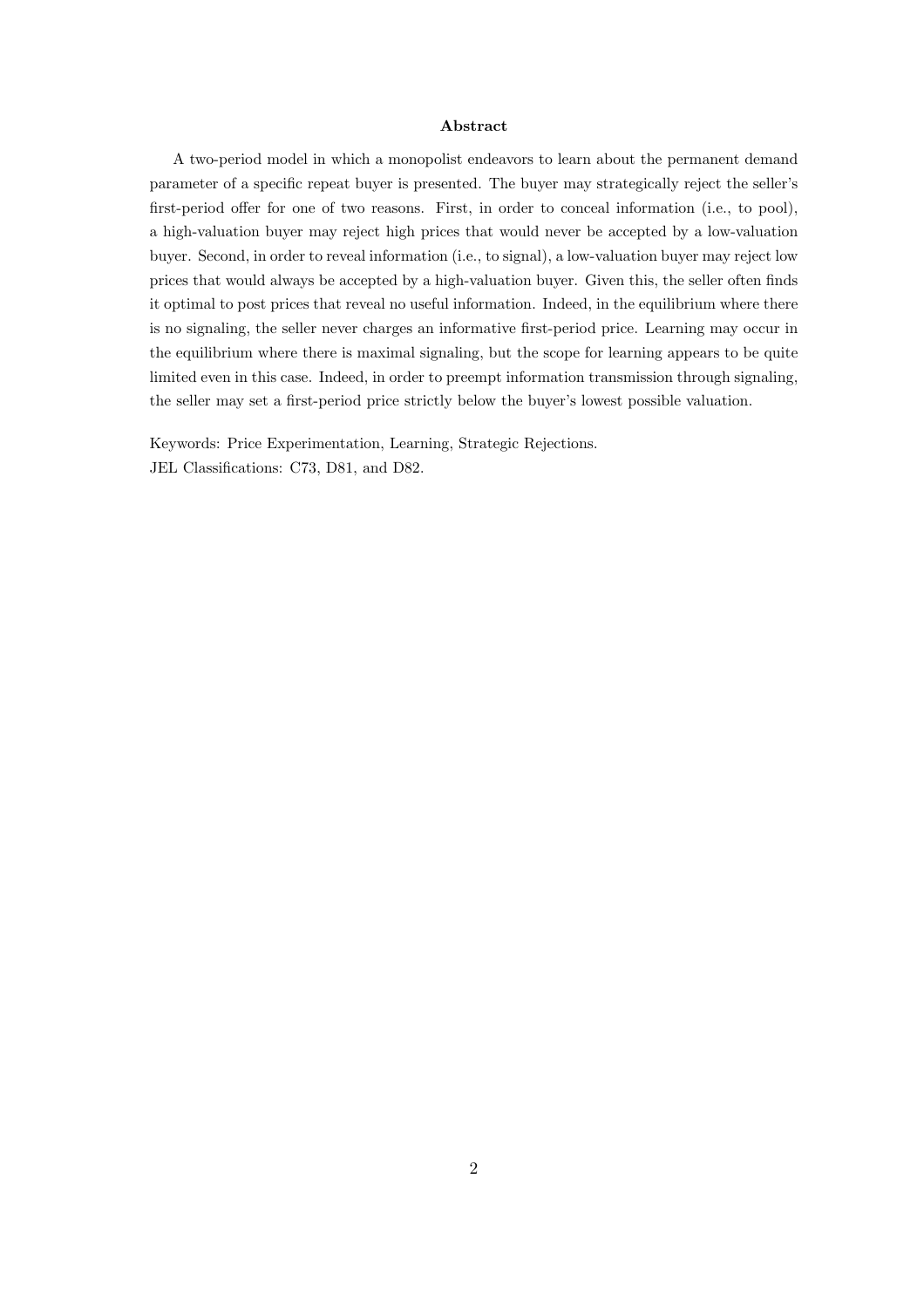## Abstract

A two-period model in which a monopolist endeavors to learn about the permanent demand parameter of a specific repeat buyer is presented. The buyer may strategically reject the seller's first-period offer for one of two reasons. First, in order to conceal information (i.e., to pool), a high-valuation buyer may reject high prices that would never be accepted by a low-valuation buyer. Second, in order to reveal information (i.e., to signal), a low-valuation buyer may reject low prices that would always be accepted by a high-valuation buyer. Given this, the seller often finds it optimal to post prices that reveal no useful information. Indeed, in the equilibrium where there is no signaling, the seller never charges an informative first-period price. Learning may occur in the equilibrium where there is maximal signaling, but the scope for learning appears to be quite limited even in this case. Indeed, in order to preempt information transmission through signaling, the seller may set a first-period price strictly below the buyer's lowest possible valuation.

Keywords: Price Experimentation, Learning, Strategic Rejections.
JEL Classifications: C73, D81, and D82.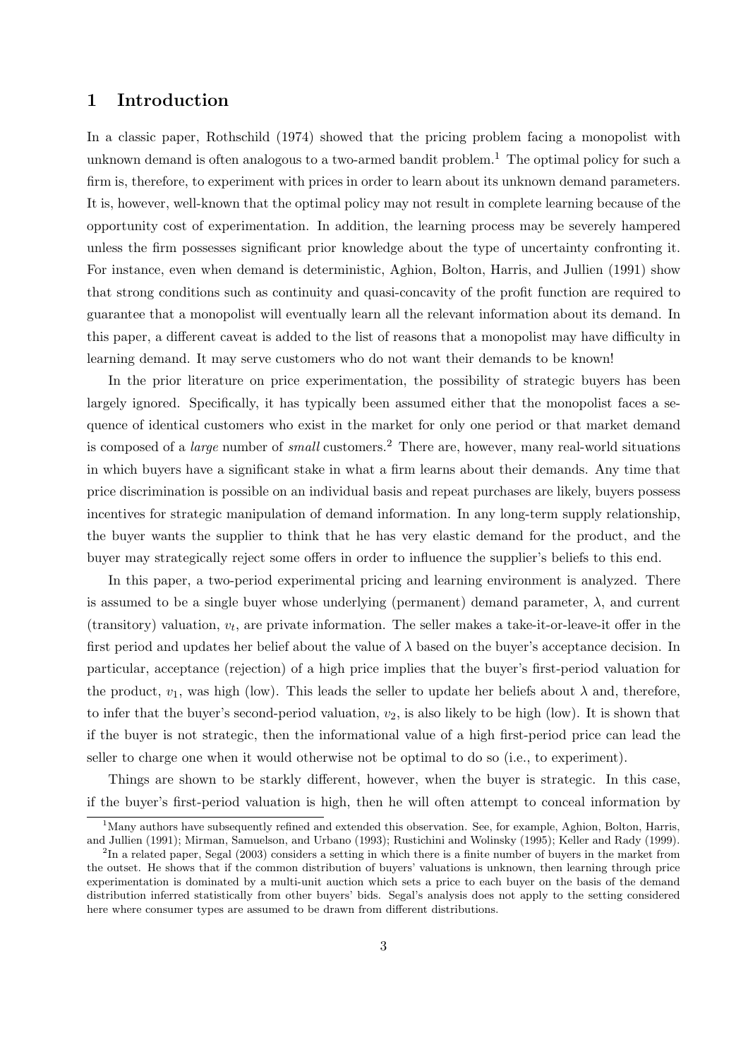# 1 Introduction

In a classic paper, Rothschild (1974) showed that the pricing problem facing a monopolist with unknown demand is often analogous to a two-armed bandit problem.[1] The optimal policy for such a firm is, therefore, to experiment with prices in order to learn about its unknown demand parameters. It is, however, well-known that the optimal policy may not result in complete learning because of the opportunity cost of experimentation. In addition, the learning process may be severely hampered unless the firm possesses significant prior knowledge about the type of uncertainty confronting it. For instance, even when demand is deterministic, Aghion, Bolton, Harris, and Jullien (1991) show that strong conditions such as continuity and quasi-concavity of the profit function are required to guarantee that a monopolist will eventually learn all the relevant information about its demand. In this paper, a different caveat is added to the list of reasons that a monopolist may have difficulty in learning demand. It may serve customers who do not want their demands to be known!

In the prior literature on price experimentation, the possibility of strategic buyers has been largely ignored. Specifically, it has typically been assumed either that the monopolist faces a sequence of identical customers who exist in the market for only one period or that market demand is composed of a *large* number of *small* customers.[2] There are, however, many real-world situations in which buyers have a significant stake in what a firm learns about their demands. Any time that price discrimination is possible on an individual basis and repeat purchases are likely, buyers possess incentives for strategic manipulation of demand information. In any long-term supply relationship, the buyer wants the supplier to think that he has very elastic demand for the product, and the buyer may strategically reject some offers in order to influence the supplier's beliefs to this end.

In this paper, a two-period experimental pricing and learning environment is analyzed. There is assumed to be a single buyer whose underlying (permanent) demand parameter, $\lambda$, and current (transitory) valuation, $v_t$, are private information. The seller makes a take-it-or-leave-it offer in the first period and updates her belief about the value of $\lambda$ based on the buyer's acceptance decision. In particular, acceptance (rejection) of a high price implies that the buyer's first-period valuation for the product, $v_1$, was high (low). This leads the seller to update her beliefs about $\lambda$ and, therefore, to infer that the buyer's second-period valuation, $v_2$, is also likely to be high (low). It is shown that if the buyer is not strategic, then the informational value of a high first-period price can lead the seller to charge one when it would otherwise not be optimal to do so (i.e., to experiment).

Things are shown to be starkly different, however, when the buyer is strategic. In this case, if the buyer's first-period valuation is high, then he will often attempt to conceal information by

[1] Many authors have subsequently refined and extended this observation. See, for example, Aghion, Bolton, Harris, and Jullien (1991); Mirman, Samuelson, and Urbano (1993); Rustichini and Wolinsky (1995); Keller and Rady (1999).

[2] In a related paper, Segal (2003) considers a setting in which there is a finite number of buyers in the market from the outset. He shows that if the common distribution of buyers' valuations is unknown, then learning through price experimentation is dominated by a multi-unit auction which sets a price to each buyer on the basis of the demand distribution inferred statistically from other buyers' bids. Segal's analysis does not apply to the setting considered here where consumer types are assumed to be drawn from different distributions.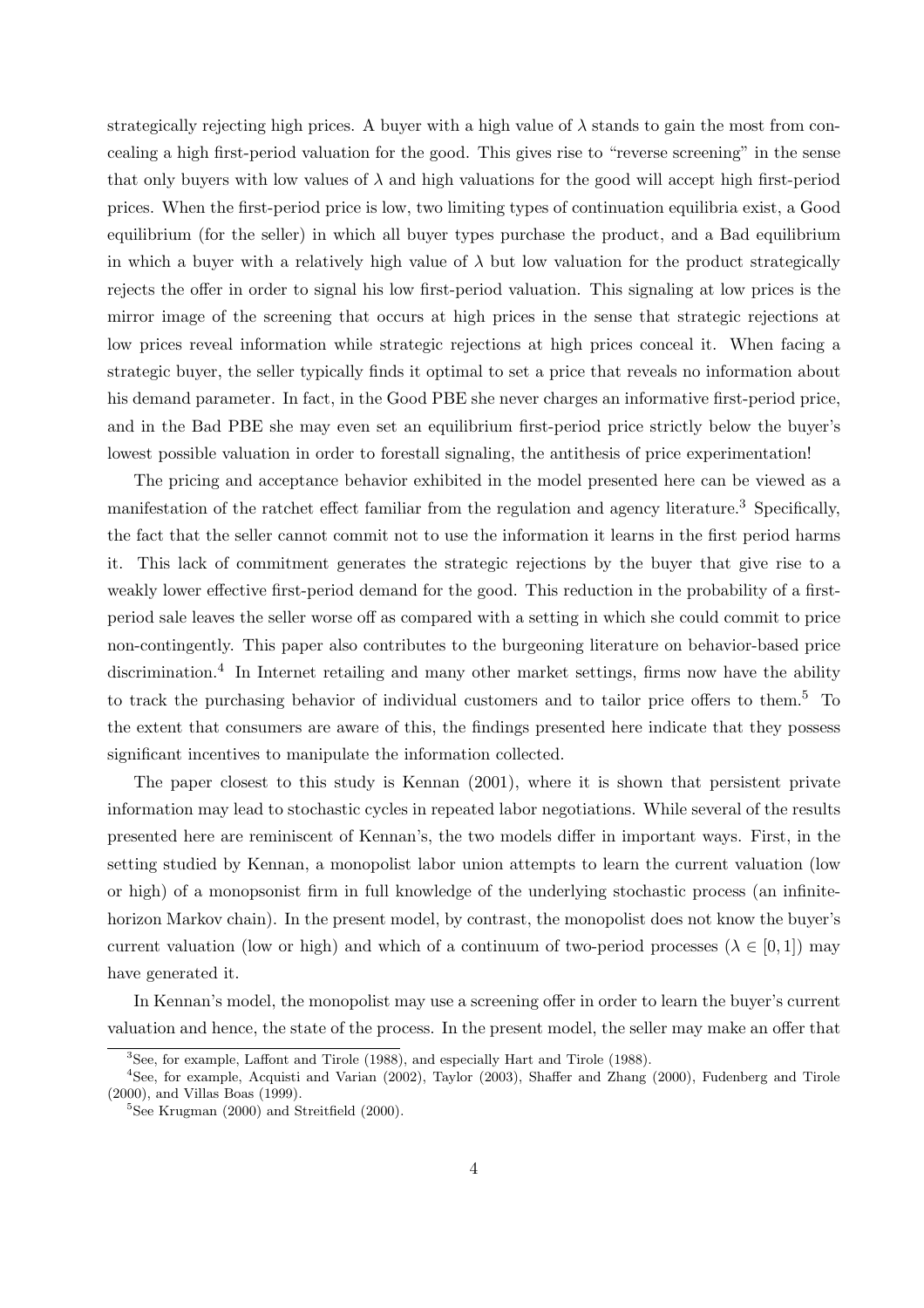strategically rejecting high prices. A buyer with a high value of $\lambda$ stands to gain the most from concealing a high first-period valuation for the good. This gives rise to "reverse screening" in the sense that only buyers with low values of $\lambda$ and high valuations for the good will accept high first-period prices. When the first-period price is low, two limiting types of continuation equilibria exist, a Good equilibrium (for the seller) in which all buyer types purchase the product, and a Bad equilibrium in which a buyer with a relatively high value of $\lambda$ but low valuation for the product strategically rejects the offer in order to signal his low first-period valuation. This signaling at low prices is the mirror image of the screening that occurs at high prices in the sense that strategic rejections at low prices reveal information while strategic rejections at high prices conceal it. When facing a strategic buyer, the seller typically finds it optimal to set a price that reveals no information about his demand parameter. In fact, in the Good PBE she never charges an informative first-period price, and in the Bad PBE she may even set an equilibrium first-period price strictly below the buyer's lowest possible valuation in order to forestall signaling, the antithesis of price experimentation!

The pricing and acceptance behavior exhibited in the model presented here can be viewed as a manifestation of the ratchet effect familiar from the regulation and agency literature.[3] Specifically, the fact that the seller cannot commit not to use the information it learns in the first period harms it. This lack of commitment generates the strategic rejections by the buyer that give rise to a weakly lower effective first-period demand for the good. This reduction in the probability of a first-period sale leaves the seller worse off as compared with a setting in which she could commit to price non-contingently. This paper also contributes to the burgeoning literature on behavior-based price discrimination.[4] In Internet retailing and many other market settings, firms now have the ability to track the purchasing behavior of individual customers and to tailor price offers to them.[5] To the extent that consumers are aware of this, the findings presented here indicate that they possess significant incentives to manipulate the information collected.

The paper closest to this study is Kennan (2001), where it is shown that persistent private information may lead to stochastic cycles in repeated labor negotiations. While several of the results presented here are reminiscent of Kennan's, the two models differ in important ways. First, in the setting studied by Kennan, a monopolist labor union attempts to learn the current valuation (low or high) of a monopsonist firm in full knowledge of the underlying stochastic process (an infinite-horizon Markov chain). In the present model, by contrast, the monopolist does not know the buyer's current valuation (low or high) and which of a continuum of two-period processes ($\lambda \in [0, 1]$) may have generated it.

In Kennan's model, the monopolist may use a screening offer in order to learn the buyer's current valuation and hence, the state of the process. In the present model, the seller may make an offer that

[3] See, for example, Laffont and Tirole (1988), and especially Hart and Tirole (1988).

[4] See, for example, Acquisti and Varian (2002), Taylor (2003), Shaffer and Zhang (2000), Fudenberg and Tirole (2000), and Villas Boas (1999).

[5] See Krugman (2000) and Streitfield (2000).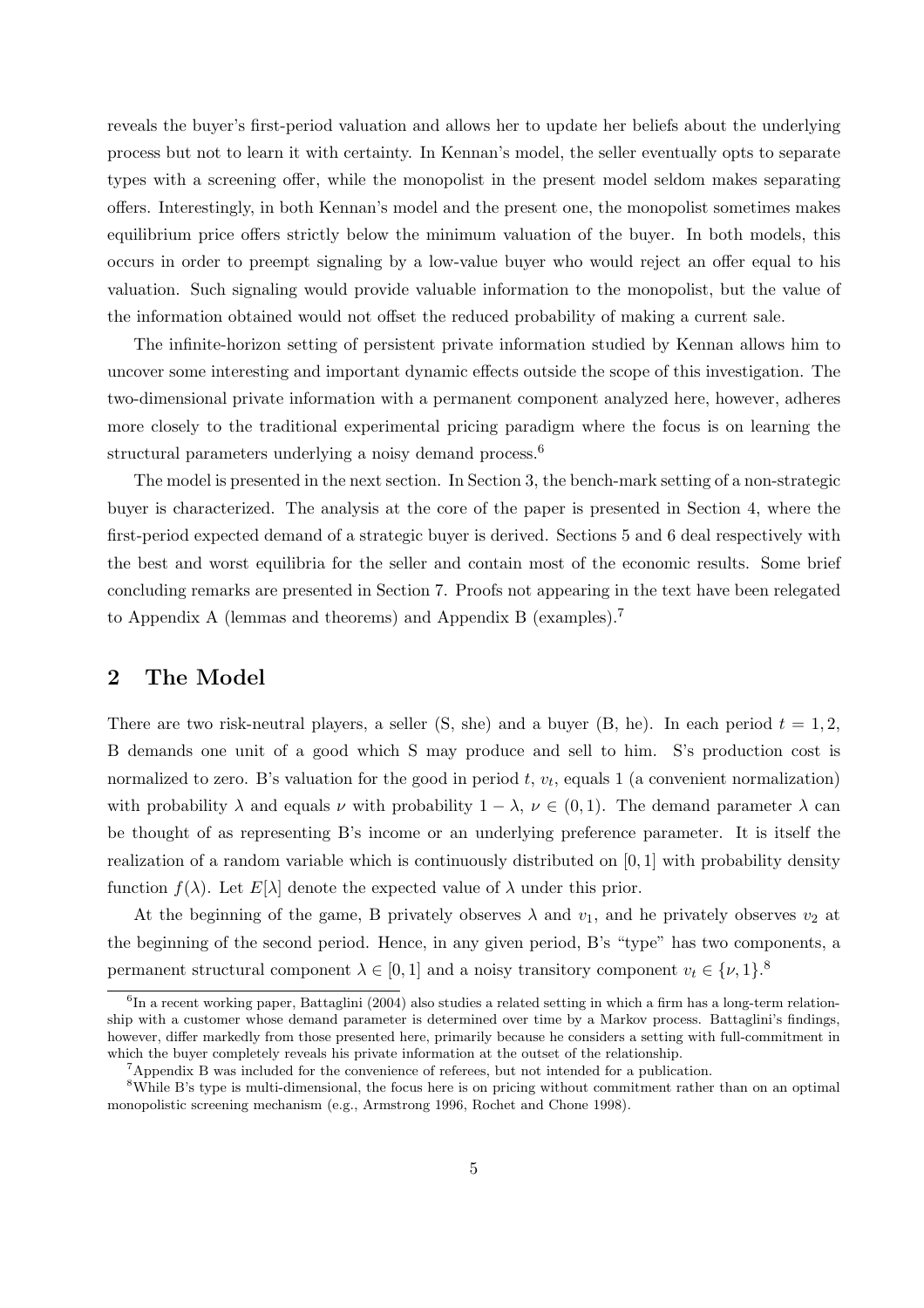reveals the buyer's first-period valuation and allows her to update her beliefs about the underlying process but not to learn it with certainty. In Kennan's model, the seller eventually opts to separate types with a screening offer, while the monopolist in the present model seldom makes separating offers. Interestingly, in both Kennan's model and the present one, the monopolist sometimes makes equilibrium price offers strictly below the minimum valuation of the buyer. In both models, this occurs in order to preempt signaling by a low-value buyer who would reject an offer equal to his valuation. Such signaling would provide valuable information to the monopolist, but the value of the information obtained would not offset the reduced probability of making a current sale.

The infinite-horizon setting of persistent private information studied by Kennan allows him to uncover some interesting and important dynamic effects outside the scope of this investigation. The two-dimensional private information with a permanent component analyzed here, however, adheres more closely to the traditional experimental pricing paradigm where the focus is on learning the structural parameters underlying a noisy demand process.[6]

The model is presented in the next section. In Section 3, the bench-mark setting of a non-strategic buyer is characterized. The analysis at the core of the paper is presented in Section 4, where the first-period expected demand of a strategic buyer is derived. Sections 5 and 6 deal respectively with the best and worst equilibria for the seller and contain most of the economic results. Some brief concluding remarks are presented in Section 7. Proofs not appearing in the text have been relegated to Appendix A (lemmas and theorems) and Appendix B (examples).[7]

## 2 The Model

There are two risk-neutral players, a seller (S, she) and a buyer (B, he). In each period $t = 1, 2$, B demands one unit of a good which S may produce and sell to him. S's production cost is normalized to zero. B's valuation for the good in period $t$, $v_t$, equals 1 (a convenient normalization) with probability $\lambda$ and equals $\nu$ with probability $1 - \lambda$, $\nu \in (0, 1)$. The demand parameter $\lambda$ can be thought of as representing B's income or an underlying preference parameter. It is itself the realization of a random variable which is continuously distributed on $[0, 1]$ with probability density function $f(\lambda)$. Let $E[\lambda]$ denote the expected value of $\lambda$ under this prior.

At the beginning of the game, B privately observes $\lambda$ and $v_1$, and he privately observes $v_2$ at the beginning of the second period. Hence, in any given period, B's "type" has two components, a permanent structural component $\lambda \in [0, 1]$ and a noisy transitory component $v_t \in \{\nu, 1\}$.[8]

---

[6] In a recent working paper, Battaglini (2004) also studies a related setting in which a firm has a long-term relationship with a customer whose demand parameter is determined over time by a Markov process. Battaglini's findings, however, differ markedly from those presented here, primarily because he considers a setting with full-commitment in which the buyer completely reveals his private information at the outset of the relationship.

[7] Appendix B was included for the convenience of referees, but not intended for a publication.

[8] While B's type is multi-dimensional, the focus here is on pricing without commitment rather than on an optimal monopolistic screening mechanism (e.g., Armstrong 1996, Rochet and Chone 1998).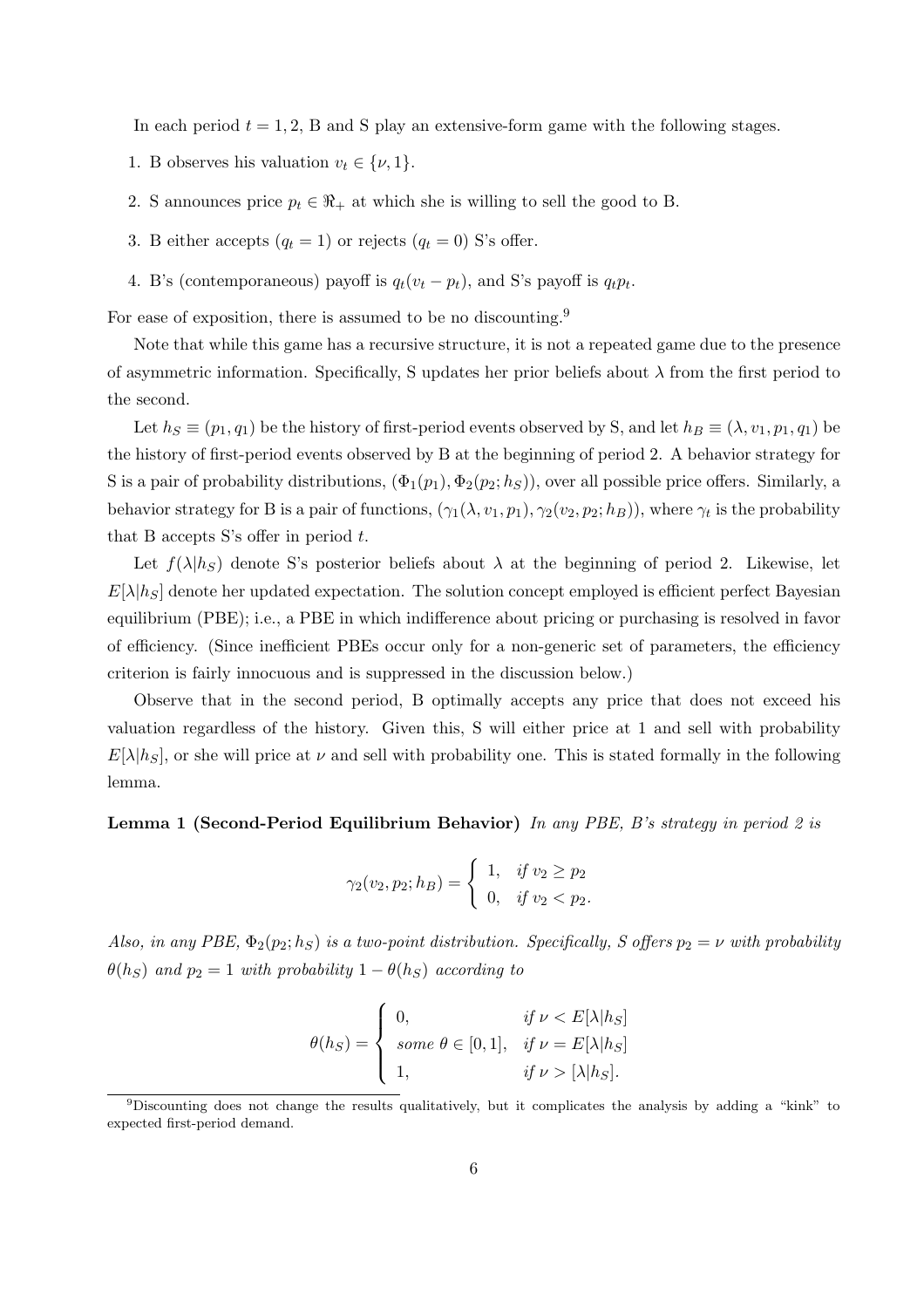In each period $t = 1, 2$, B and S play an extensive-form game with the following stages.

1. B observes his valuation $v_t \in \{\nu, 1\}$.
2. S announces price $p_t \in \Re_+$ at which she is willing to sell the good to B.
3. B either accepts ($q_t = 1$) or rejects ($q_t = 0$) S's offer.
4. B's (contemporaneous) payoff is $q_t(v_t - p_t)$, and S's payoff is $q_t p_t$.

For ease of exposition, there is assumed to be no discounting.[9]

Note that while this game has a recursive structure, it is not a repeated game due to the presence of asymmetric information. Specifically, S updates her prior beliefs about $\lambda$ from the first period to the second.

Let $h_S \equiv (p_1, q_1)$ be the history of first-period events observed by S, and let $h_B \equiv (\lambda, v_1, p_1, q_1)$ be the history of first-period events observed by B at the beginning of period 2. A behavior strategy for S is a pair of probability distributions, $(\Phi_1(p_1), \Phi_2(p_2; h_S))$, over all possible price offers. Similarly, a behavior strategy for B is a pair of functions, $(\gamma_1(\lambda, v_1, p_1), \gamma_2(v_2, p_2; h_B))$, where $\gamma_t$ is the probability that B accepts S's offer in period $t$.

Let $f(\lambda|h_S)$ denote S's posterior beliefs about $\lambda$ at the beginning of period 2. Likewise, let $E[\lambda|h_S]$ denote her updated expectation. The solution concept employed is efficient perfect Bayesian equilibrium (PBE); i.e., a PBE in which indifference about pricing or purchasing is resolved in favor of efficiency. (Since inefficient PBEs occur only for a non-generic set of parameters, the efficiency criterion is fairly innocuous and is suppressed in the discussion below.)

Observe that in the second period, B optimally accepts any price that does not exceed his valuation regardless of the history. Given this, S will either price at 1 and sell with probability $E[\lambda|h_S]$, or she will price at $\nu$ and sell with probability one. This is stated formally in the following lemma.

**Lemma 1 (Second-Period Equilibrium Behavior)** *In any PBE, B's strategy in period 2 is*

$$\gamma_2(v_2, p_2; h_B) = \begin{cases} 1, & \text{if } v_2 \geq p_2 \\ 0, & \text{if } v_2 < p_2. \end{cases}$$

*Also, in any PBE, $\Phi_2(p_2; h_S)$ is a two-point distribution. Specifically, S offers $p_2 = \nu$ with probability $\theta(h_S)$ and $p_2 = 1$ with probability $1 - \theta(h_S)$ according to*

$$\theta(h_S) = \begin{cases} 0, & \text{if } \nu < E[\lambda|h_S] \\ \text{some } \theta \in [0, 1], & \text{if } \nu = E[\lambda|h_S] \\ 1, & \text{if } \nu > [\lambda|h_S]. \end{cases}$$

[9] Discounting does not change the results qualitatively, but it complicates the analysis by adding a "kink" to expected first-period demand.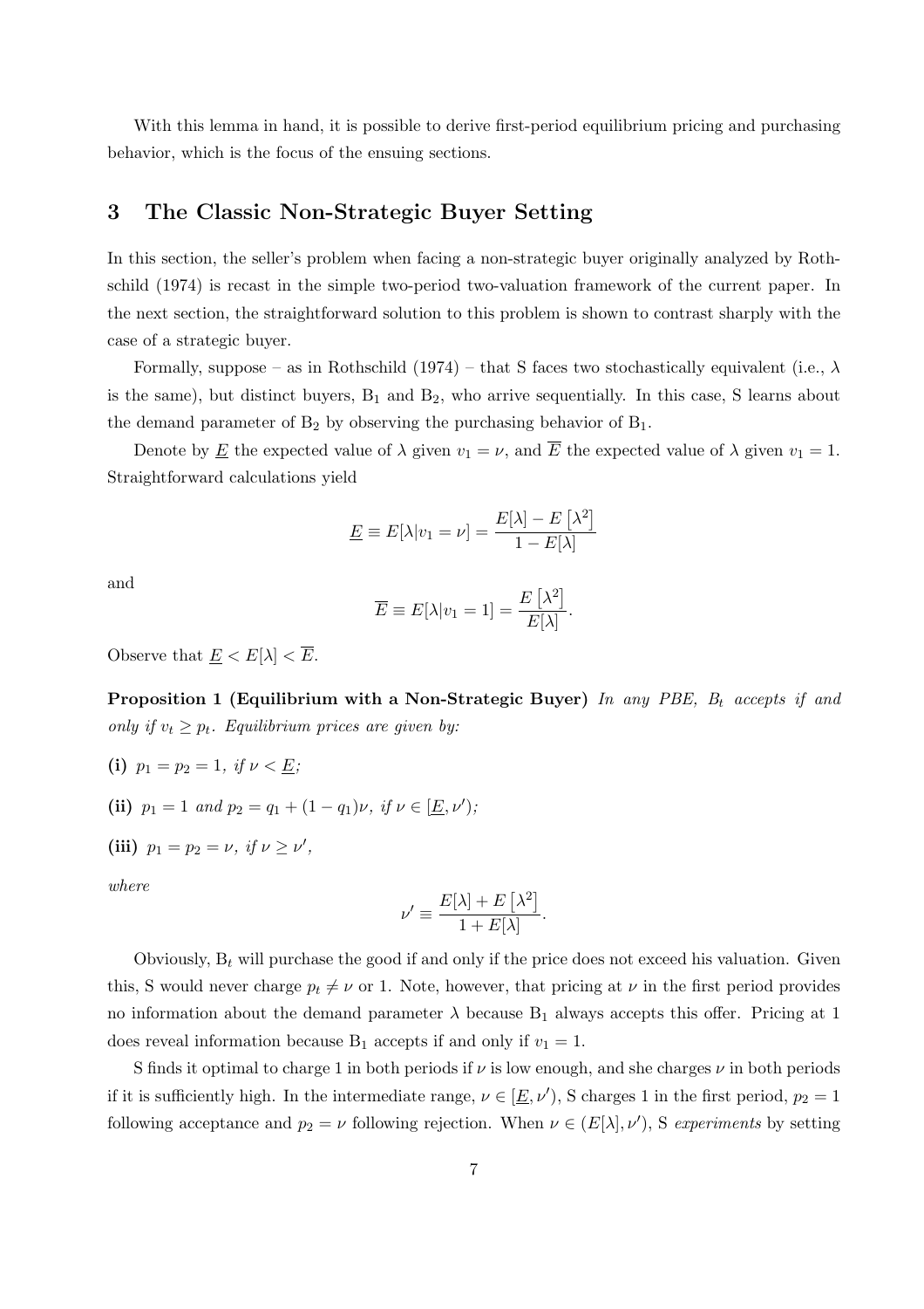With this lemma in hand, it is possible to derive first-period equilibrium pricing and purchasing behavior, which is the focus of the ensuing sections.

## 3 The Classic Non-Strategic Buyer Setting

In this section, the seller's problem when facing a non-strategic buyer originally analyzed by Rothschild (1974) is recast in the simple two-period two-valuation framework of the current paper. In the next section, the straightforward solution to this problem is shown to contrast sharply with the case of a strategic buyer.

Formally, suppose – as in Rothschild (1974) – that S faces two stochastically equivalent (i.e., $\lambda$ is the same), but distinct buyers, $B_1$ and $B_2$, who arrive sequentially. In this case, S learns about the demand parameter of $B_2$ by observing the purchasing behavior of $B_1$.

Denote by $\underline{E}$ the expected value of $\lambda$ given $v_1 = \nu$, and $\overline{E}$ the expected value of $\lambda$ given $v_1 = 1$. Straightforward calculations yield

$$\underline{E} \equiv E[\lambda | v_1 = \nu] = \frac{E[\lambda] - E\left[\lambda^2\right]}{1 - E[\lambda]}$$

and

$$\overline{E} \equiv E[\lambda | v_1 = 1] = \frac{E\left[\lambda^2\right]}{E[\lambda]}.$$

Observe that $\underline{E} < E[\lambda] < \overline{E}$.

**Proposition 1 (Equilibrium with a Non-Strategic Buyer)** *In any PBE, $B_t$ accepts if and only if $v_t \geq p_t$. Equilibrium prices are given by:*

**(i)** $p_1 = p_2 = 1$*, if* $\nu < \underline{E}$*;*

**(ii)** $p_1 = 1$ *and* $p_2 = q_1 + (1 - q_1)\nu$*, if* $\nu \in [\underline{E}, \nu')$*;*

**(iii)** $p_1 = p_2 = \nu$*, if* $\nu \geq \nu'$*,*

*where*

$$\nu' \equiv \frac{E[\lambda] + E\left[\lambda^2\right]}{1 + E[\lambda]}.$$

Obviously, $B_t$ will purchase the good if and only if the price does not exceed his valuation. Given this, S would never charge $p_t \neq \nu$ or 1. Note, however, that pricing at $\nu$ in the first period provides no information about the demand parameter $\lambda$ because $B_1$ always accepts this offer. Pricing at 1 does reveal information because $B_1$ accepts if and only if $v_1 = 1$.

S finds it optimal to charge 1 in both periods if $\nu$ is low enough, and she charges $\nu$ in both periods if it is sufficiently high. In the intermediate range, $\nu \in [\underline{E}, \nu')$, S charges 1 in the first period, $p_2 = 1$ following acceptance and $p_2 = \nu$ following rejection. When $\nu \in (E[\lambda], \nu')$, S *experiments* by setting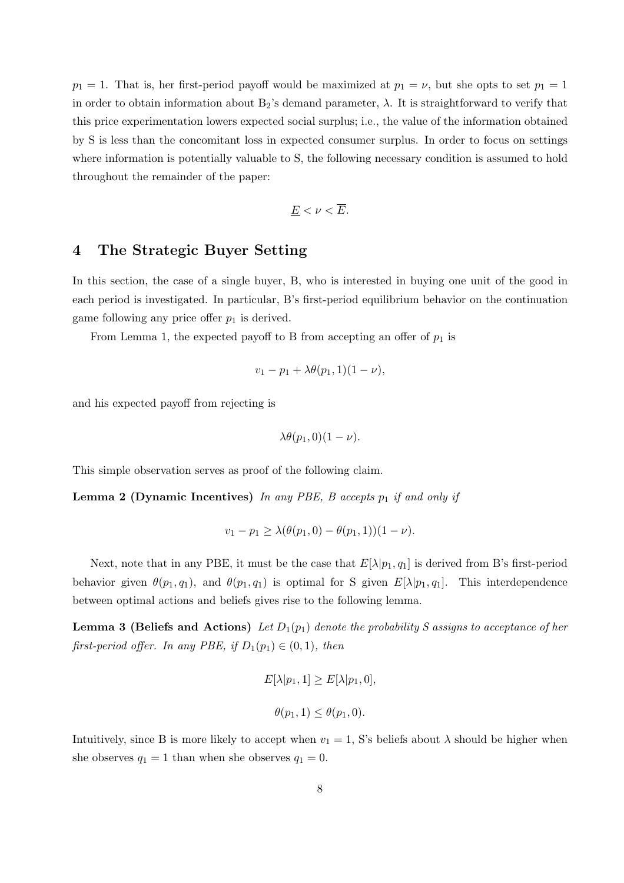$p_1 = 1$. That is, her first-period payoff would be maximized at $p_1 = \nu$, but she opts to set $p_1 = 1$ in order to obtain information about $B_2$'s demand parameter, $\lambda$. It is straightforward to verify that this price experimentation lowers expected social surplus; i.e., the value of the information obtained by S is less than the concomitant loss in expected consumer surplus. In order to focus on settings where information is potentially valuable to S, the following necessary condition is assumed to hold throughout the remainder of the paper:

$$\underline{E} < \nu < \overline{E}.$$

# 4 The Strategic Buyer Setting

In this section, the case of a single buyer, B, who is interested in buying one unit of the good in each period is investigated. In particular, B's first-period equilibrium behavior on the continuation game following any price offer $p_1$ is derived.

From Lemma 1, the expected payoff to B from accepting an offer of $p_1$ is

$$v_1 - p_1 + \lambda\theta(p_1, 1)(1 - \nu),$$

and his expected payoff from rejecting is

$$\lambda\theta(p_1, 0)(1 - \nu).$$

This simple observation serves as proof of the following claim.

**Lemma 2 (Dynamic Incentives)** *In any PBE, B accepts $p_1$ if and only if*

$$v_1 - p_1 \geq \lambda(\theta(p_1, 0) - \theta(p_1, 1))(1 - \nu).$$

Next, note that in any PBE, it must be the case that $E[\lambda|p_1, q_1]$ is derived from B's first-period behavior given $\theta(p_1, q_1)$, and $\theta(p_1, q_1)$ is optimal for S given $E[\lambda|p_1, q_1]$. This interdependence between optimal actions and beliefs gives rise to the following lemma.

**Lemma 3 (Beliefs and Actions)** *Let $D_1(p_1)$ denote the probability S assigns to acceptance of her first-period offer. In any PBE, if $D_1(p_1) \in (0, 1)$, then*

$$E[\lambda|p_1, 1] \geq E[\lambda|p_1, 0],$$

$$\theta(p_1, 1) \leq \theta(p_1, 0).$$

Intuitively, since B is more likely to accept when $v_1 = 1$, S's beliefs about $\lambda$ should be higher when she observes $q_1 = 1$ than when she observes $q_1 = 0$.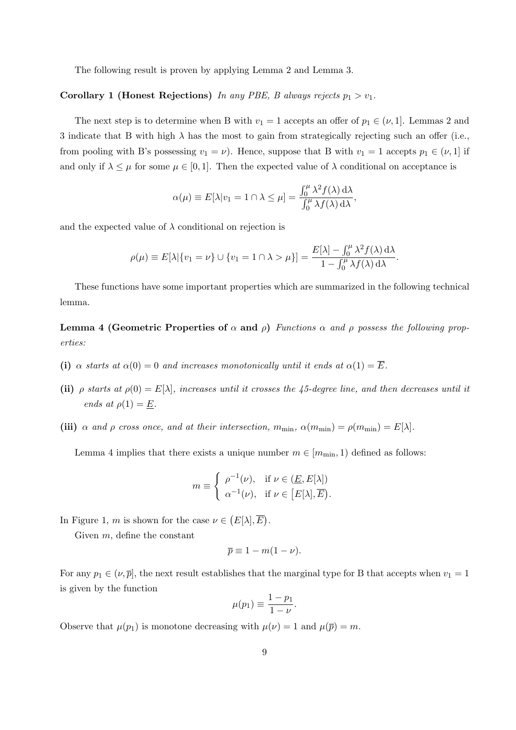The following result is proven by applying Lemma 2 and Lemma 3.

**Corollary 1 (Honest Rejections)** *In any PBE, B always rejects $p_1 > v_1$.*

The next step is to determine when B with $v_1 = 1$ accepts an offer of $p_1 \in (\nu, 1]$. Lemmas 2 and 3 indicate that B with high $\lambda$ has the most to gain from strategically rejecting such an offer (i.e., from pooling with B's possessing $v_1 = \nu$). Hence, suppose that B with $v_1 = 1$ accepts $p_1 \in (\nu, 1]$ if and only if $\lambda \leq \mu$ for some $\mu \in [0, 1]$. Then the expected value of $\lambda$ conditional on acceptance is

$$\alpha(\mu) \equiv E[\lambda | v_1 = 1 \cap \lambda \leq \mu] = \frac{\int_0^\mu \lambda^2 f(\lambda)\,\mathrm{d}\lambda}{\int_0^\mu \lambda f(\lambda)\,\mathrm{d}\lambda},$$

and the expected value of $\lambda$ conditional on rejection is

$$\rho(\mu) \equiv E[\lambda | \{v_1 = \nu\} \cup \{v_1 = 1 \cap \lambda > \mu\}] = \frac{E[\lambda] - \int_0^\mu \lambda^2 f(\lambda)\,\mathrm{d}\lambda}{1 - \int_0^\mu \lambda f(\lambda)\,\mathrm{d}\lambda}.$$

These functions have some important properties which are summarized in the following technical lemma.

**Lemma 4 (Geometric Properties of $\alpha$ and $\rho$)** *Functions $\alpha$ and $\rho$ possess the following properties:*

**(i)** *$\alpha$ starts at $\alpha(0) = 0$ and increases monotonically until it ends at $\alpha(1) = \overline{E}$.*

**(ii)** *$\rho$ starts at $\rho(0) = E[\lambda]$, increases until it crosses the 45-degree line, and then decreases until it ends at $\rho(1) = \underline{E}$.*

**(iii)** *$\alpha$ and $\rho$ cross once, and at their intersection, $m_{\min}$, $\alpha(m_{\min}) = \rho(m_{\min}) = E[\lambda]$.*

Lemma 4 implies that there exists a unique number $m \in [m_{\min}, 1)$ defined as follows:

$$m \equiv \begin{cases} \rho^{-1}(\nu), & \text{if } \nu \in (\underline{E}, E[\lambda]) \\ \alpha^{-1}(\nu), & \text{if } \nu \in \big[E[\lambda], \overline{E}\big). \end{cases}$$

In Figure 1, $m$ is shown for the case $\nu \in \big(E[\lambda], \overline{E}\big)$.

Given $m$, define the constant

$$\overline{p} \equiv 1 - m(1 - \nu).$$

For any $p_1 \in (\nu, \overline{p}]$, the next result establishes that the marginal type for B that accepts when $v_1 = 1$ is given by the function

$$\mu(p_1) \equiv \frac{1 - p_1}{1 - \nu}.$$

Observe that $\mu(p_1)$ is monotone decreasing with $\mu(\nu) = 1$ and $\mu(\overline{p}) = m$.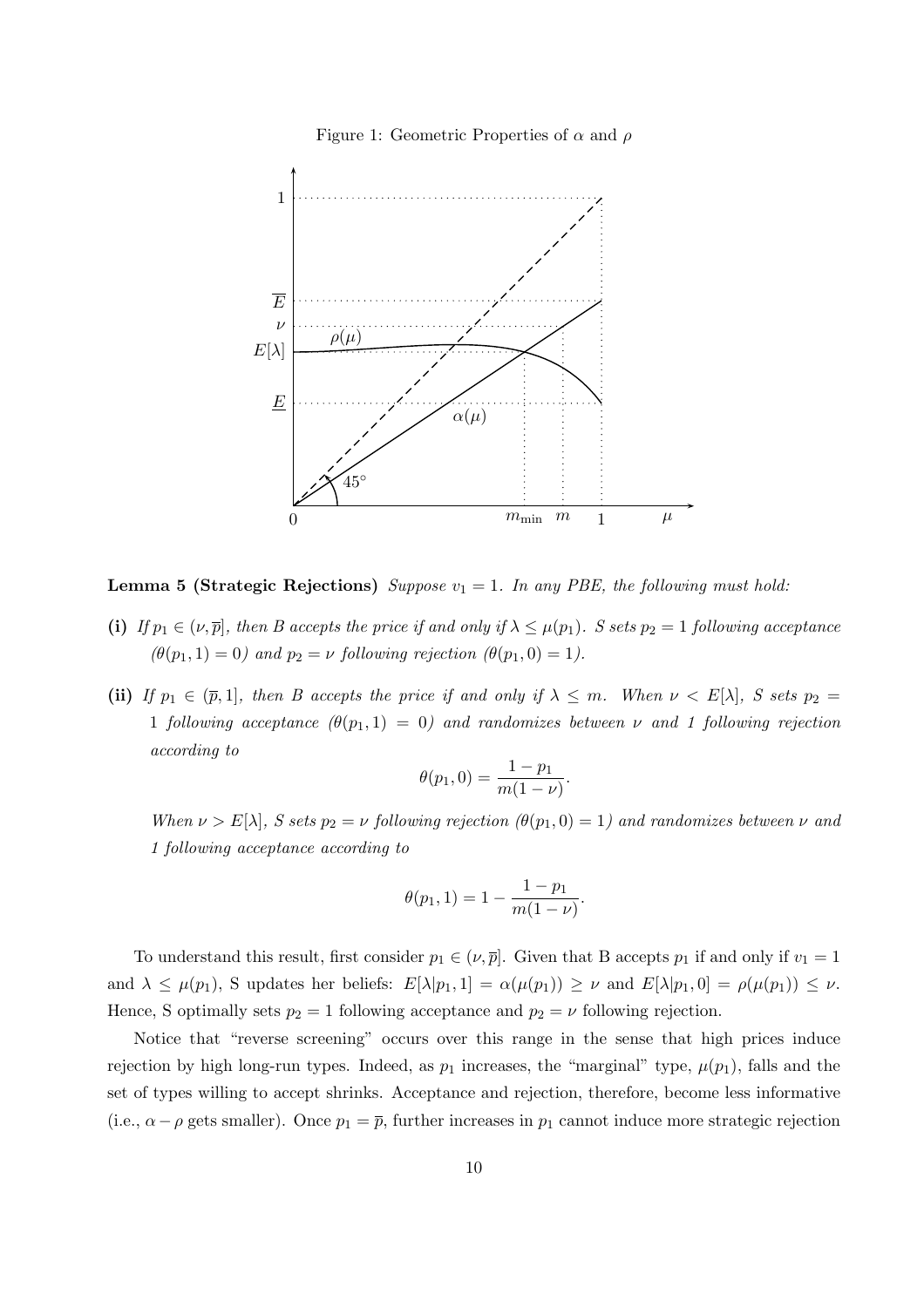Figure 1: Geometric Properties of $\alpha$ and $\rho$

**Lemma 5 (Strategic Rejections)** *Suppose $v_1 = 1$. In any PBE, the following must hold:*

**(i)** *If $p_1 \in (\nu, \overline{p}]$, then B accepts the price if and only if $\lambda \leq \mu(p_1)$. S sets $p_2 = 1$ following acceptance ($\theta(p_1, 1) = 0$) and $p_2 = \nu$ following rejection ($\theta(p_1, 0) = 1$).*

**(ii)** *If $p_1 \in (\overline{p}, 1]$, then B accepts the price if and only if $\lambda \leq m$. When $\nu < E[\lambda]$, S sets $p_2 = 1$ following acceptance ($\theta(p_1, 1) = 0$) and randomizes between $\nu$ and 1 following rejection according to*

$$\theta(p_1, 0) = \frac{1 - p_1}{m(1 - \nu)}.$$

*When $\nu > E[\lambda]$, S sets $p_2 = \nu$ following rejection ($\theta(p_1, 0) = 1$) and randomizes between $\nu$ and 1 following acceptance according to*

$$\theta(p_1, 1) = 1 - \frac{1 - p_1}{m(1 - \nu)}.$$

To understand this result, first consider $p_1 \in (\nu, \overline{p}]$. Given that B accepts $p_1$ if and only if $v_1 = 1$ and $\lambda \leq \mu(p_1)$, S updates her beliefs: $E[\lambda | p_1, 1] = \alpha(\mu(p_1)) \geq \nu$ and $E[\lambda | p_1, 0] = \rho(\mu(p_1)) \leq \nu$. Hence, S optimally sets $p_2 = 1$ following acceptance and $p_2 = \nu$ following rejection.

Notice that "reverse screening" occurs over this range in the sense that high prices induce rejection by high long-run types. Indeed, as $p_1$ increases, the "marginal" type, $\mu(p_1)$, falls and the set of types willing to accept shrinks. Acceptance and rejection, therefore, become less informative (i.e., $\alpha - \rho$ gets smaller). Once $p_1 = \overline{p}$, further increases in $p_1$ cannot induce more strategic rejection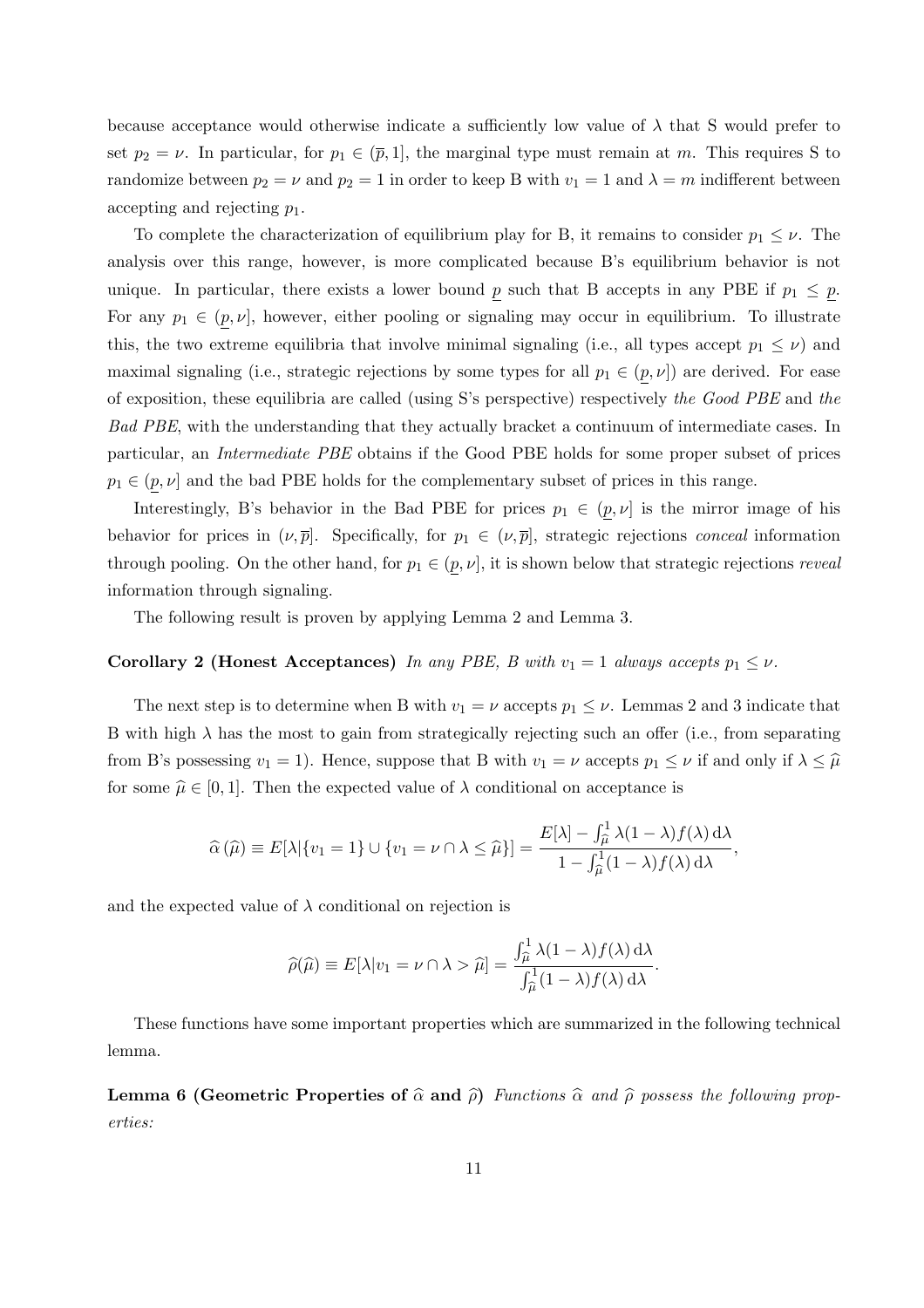because acceptance would otherwise indicate a sufficiently low value of $\lambda$ that S would prefer to set $p_2 = \nu$. In particular, for $p_1 \in (\overline{p}, 1]$, the marginal type must remain at $m$. This requires S to randomize between $p_2 = \nu$ and $p_2 = 1$ in order to keep B with $v_1 = 1$ and $\lambda = m$ indifferent between accepting and rejecting $p_1$.

To complete the characterization of equilibrium play for B, it remains to consider $p_1 \leq \nu$. The analysis over this range, however, is more complicated because B's equilibrium behavior is not unique. In particular, there exists a lower bound $\underline{p}$ such that B accepts in any PBE if $p_1 \leq \underline{p}$. For any $p_1 \in (\underline{p}, \nu]$, however, either pooling or signaling may occur in equilibrium. To illustrate this, the two extreme equilibria that involve minimal signaling (i.e., all types accept $p_1 \leq \nu$) and maximal signaling (i.e., strategic rejections by some types for all $p_1 \in (\underline{p}, \nu]$) are derived. For ease of exposition, these equilibria are called (using S's perspective) respectively *the Good PBE* and *the Bad PBE*, with the understanding that they actually bracket a continuum of intermediate cases. In particular, an *Intermediate PBE* obtains if the Good PBE holds for some proper subset of prices $p_1 \in (\underline{p}, \nu]$ and the bad PBE holds for the complementary subset of prices in this range.

Interestingly, B's behavior in the Bad PBE for prices $p_1 \in (\underline{p}, \nu]$ is the mirror image of his behavior for prices in $(\nu, \overline{p}]$. Specifically, for $p_1 \in (\nu, \overline{p}]$, strategic rejections *conceal* information through pooling. On the other hand, for $p_1 \in (\underline{p}, \nu]$, it is shown below that strategic rejections *reveal* information through signaling.

The following result is proven by applying Lemma 2 and Lemma 3.

**Corollary 2 (Honest Acceptances)** *In any PBE, B with $v_1 = 1$ always accepts $p_1 \leq \nu$.*

The next step is to determine when B with $v_1 = \nu$ accepts $p_1 \leq \nu$. Lemmas 2 and 3 indicate that B with high $\lambda$ has the most to gain from strategically rejecting such an offer (i.e., from separating from B's possessing $v_1 = 1$). Hence, suppose that B with $v_1 = \nu$ accepts $p_1 \leq \nu$ if and only if $\lambda \leq \widehat{\mu}$ for some $\widehat{\mu} \in [0, 1]$. Then the expected value of $\lambda$ conditional on acceptance is

$$\widehat{\alpha}\left(\widehat{\mu}\right) \equiv E[\lambda | \{v_1 = 1\} \cup \{v_1 = \nu \cap \lambda \leq \widehat{\mu}\}] = \frac{E[\lambda] - \int_{\widehat{\mu}}^{1} \lambda(1-\lambda) f(\lambda)\,\mathrm{d}\lambda}{1 - \int_{\widehat{\mu}}^{1}(1-\lambda) f(\lambda)\,\mathrm{d}\lambda},$$

and the expected value of $\lambda$ conditional on rejection is

$$\widehat{\rho}(\widehat{\mu}) \equiv E[\lambda | v_1 = \nu \cap \lambda > \widehat{\mu}] = \frac{\int_{\widehat{\mu}}^{1} \lambda(1-\lambda) f(\lambda)\,\mathrm{d}\lambda}{\int_{\widehat{\mu}}^{1}(1-\lambda) f(\lambda)\,\mathrm{d}\lambda}.$$

These functions have some important properties which are summarized in the following technical lemma.

**Lemma 6 (Geometric Properties of $\widehat{\alpha}$ and $\widehat{\rho}$)** *Functions $\widehat{\alpha}$ and $\widehat{\rho}$ possess the following properties:*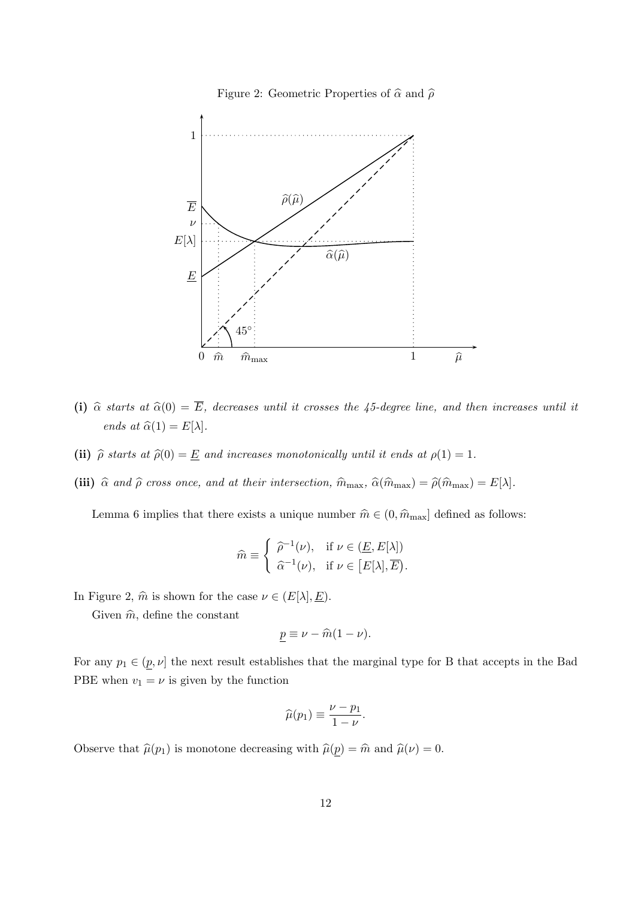Figure 2: Geometric Properties of $\widehat{\alpha}$ and $\widehat{\rho}$

**(i)** *$\widehat{\alpha}$ starts at $\widehat{\alpha}(0) = \overline{E}$, decreases until it crosses the 45-degree line, and then increases until it ends at $\widehat{\alpha}(1) = E[\lambda]$.*

**(ii)** *$\widehat{\rho}$ starts at $\widehat{\rho}(0) = \underline{E}$ and increases monotonically until it ends at $\rho(1) = 1$.*

**(iii)** *$\widehat{\alpha}$ and $\widehat{\rho}$ cross once, and at their intersection, $\widehat{m}_{\max}$, $\widehat{\alpha}(\widehat{m}_{\max}) = \widehat{\rho}(\widehat{m}_{\max}) = E[\lambda]$.*

Lemma 6 implies that there exists a unique number $\widehat{m} \in (0, \widehat{m}_{\max}]$ defined as follows:

$$\widehat{m} \equiv \begin{cases} \widehat{\rho}^{-1}(\nu), & \text{if } \nu \in (\underline{E}, E[\lambda]) \\ \widehat{\alpha}^{-1}(\nu), & \text{if } \nu \in \left[E[\lambda], \overline{E}\right). \end{cases}$$

In Figure 2, $\widehat{m}$ is shown for the case $\nu \in (E[\lambda], \underline{E})$.

Given $\widehat{m}$, define the constant

$$\underline{p} \equiv \nu - \widehat{m}(1 - \nu).$$

For any $p_1 \in (\underline{p}, \nu]$ the next result establishes that the marginal type for B that accepts in the Bad PBE when $v_1 = \nu$ is given by the function

$$\widehat{\mu}(p_1) \equiv \frac{\nu - p_1}{1 - \nu}.$$

Observe that $\widehat{\mu}(p_1)$ is monotone decreasing with $\widehat{\mu}(\underline{p}) = \widehat{m}$ and $\widehat{\mu}(\nu) = 0$.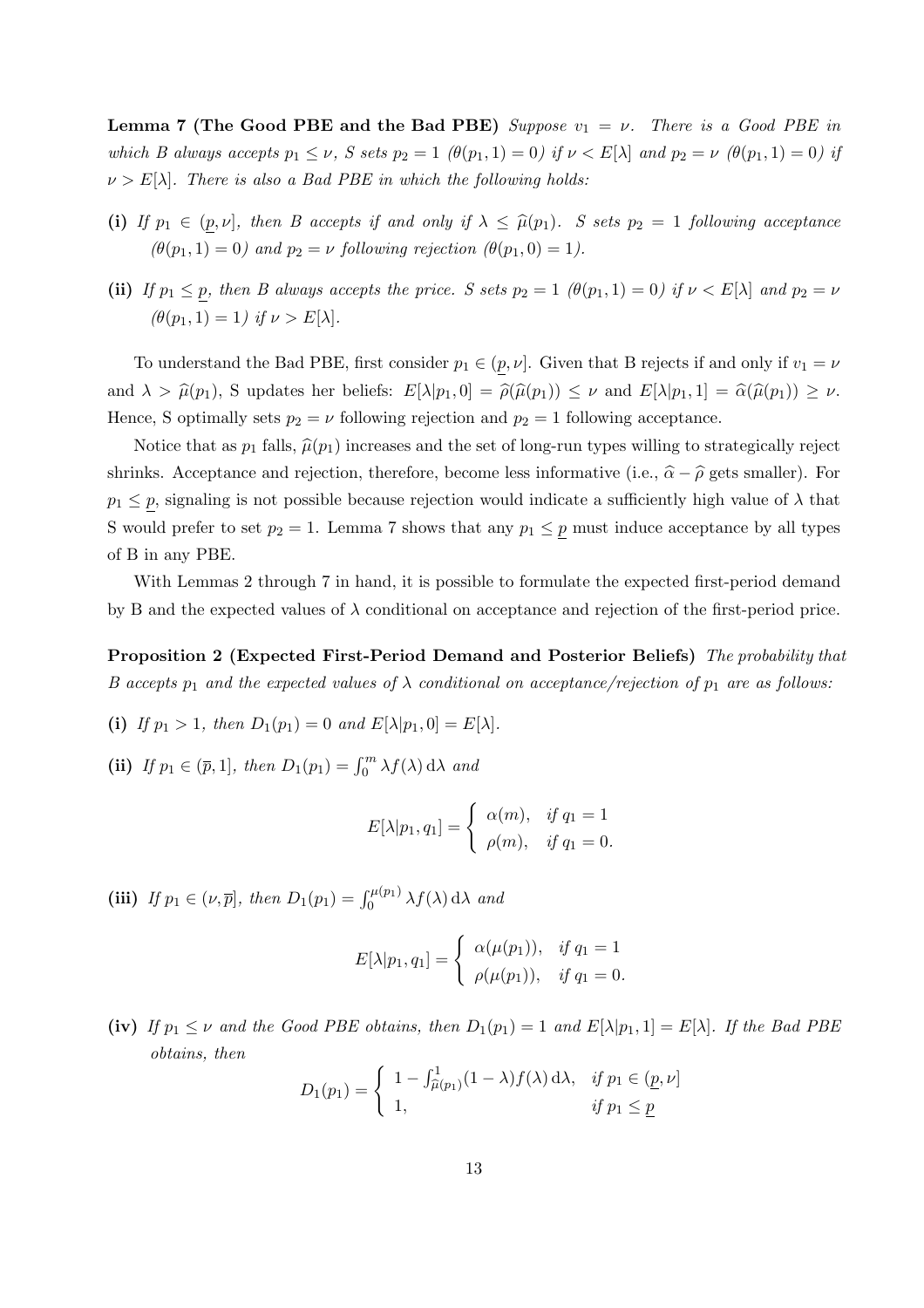**Lemma 7 (The Good PBE and the Bad PBE)** *Suppose $v_1 = \nu$. There is a Good PBE in which B always accepts $p_1 \leq \nu$, S sets $p_2 = 1$ ($\theta(p_1, 1) = 0$) if $\nu < E[\lambda]$ and $p_2 = \nu$ ($\theta(p_1, 1) = 0$) if $\nu > E[\lambda]$. There is also a Bad PBE in which the following holds:*

**(i)** *If $p_1 \in (\underline{p}, \nu]$, then B accepts if and only if $\lambda \leq \widehat{\mu}(p_1)$. S sets $p_2 = 1$ following acceptance ($\theta(p_1, 1) = 0$) and $p_2 = \nu$ following rejection ($\theta(p_1, 0) = 1$).*

**(ii)** *If $p_1 \leq \underline{p}$, then B always accepts the price. S sets $p_2 = 1$ ($\theta(p_1, 1) = 0$) if $\nu < E[\lambda]$ and $p_2 = \nu$ ($\theta(p_1, 1) = 1$) if $\nu > E[\lambda]$.*

To understand the Bad PBE, first consider $p_1 \in (\underline{p}, \nu]$. Given that B rejects if and only if $v_1 = \nu$ and $\lambda > \widehat{\mu}(p_1)$, S updates her beliefs: $E[\lambda|p_1, 0] = \widehat{\rho}(\widehat{\mu}(p_1)) \leq \nu$ and $E[\lambda|p_1, 1] = \widehat{\alpha}(\widehat{\mu}(p_1)) \geq \nu$. Hence, S optimally sets $p_2 = \nu$ following rejection and $p_2 = 1$ following acceptance.

Notice that as $p_1$ falls, $\widehat{\mu}(p_1)$ increases and the set of long-run types willing to strategically reject shrinks. Acceptance and rejection, therefore, become less informative (i.e., $\widehat{\alpha} - \widehat{\rho}$ gets smaller). For $p_1 \leq \underline{p}$, signaling is not possible because rejection would indicate a sufficiently high value of $\lambda$ that S would prefer to set $p_2 = 1$. Lemma 7 shows that any $p_1 \leq \underline{p}$ must induce acceptance by all types of B in any PBE.

With Lemmas 2 through 7 in hand, it is possible to formulate the expected first-period demand by B and the expected values of $\lambda$ conditional on acceptance and rejection of the first-period price.

**Proposition 2 (Expected First-Period Demand and Posterior Beliefs)** *The probability that B accepts $p_1$ and the expected values of $\lambda$ conditional on acceptance/rejection of $p_1$ are as follows:*

**(i)** *If $p_1 > 1$, then $D_1(p_1) = 0$ and $E[\lambda|p_1, 0] = E[\lambda]$.*

**(ii)** *If $p_1 \in (\overline{p}, 1]$, then $D_1(p_1) = \int_0^m \lambda f(\lambda)\,\mathrm{d}\lambda$ and*

$$E[\lambda|p_1, q_1] = \begin{cases} \alpha(m), & \text{if } q_1 = 1 \\ \rho(m), & \text{if } q_1 = 0. \end{cases}$$

**(iii)** *If $p_1 \in (\nu, \overline{p}]$, then $D_1(p_1) = \int_0^{\mu(p_1)} \lambda f(\lambda)\,\mathrm{d}\lambda$ and*

$$E[\lambda|p_1, q_1] = \begin{cases} \alpha(\mu(p_1)), & \text{if } q_1 = 1 \\ \rho(\mu(p_1)), & \text{if } q_1 = 0. \end{cases}$$

**(iv)** *If $p_1 \leq \nu$ and the Good PBE obtains, then $D_1(p_1) = 1$ and $E[\lambda|p_1, 1] = E[\lambda]$. If the Bad PBE obtains, then*

$$D_1(p_1) = \begin{cases} 1 - \int_{\widehat{\mu}(p_1)}^1 (1 - \lambda) f(\lambda)\,\mathrm{d}\lambda, & \text{if } p_1 \in (\underline{p}, \nu] \\ 1, & \text{if } p_1 \leq \underline{p} \end{cases}$$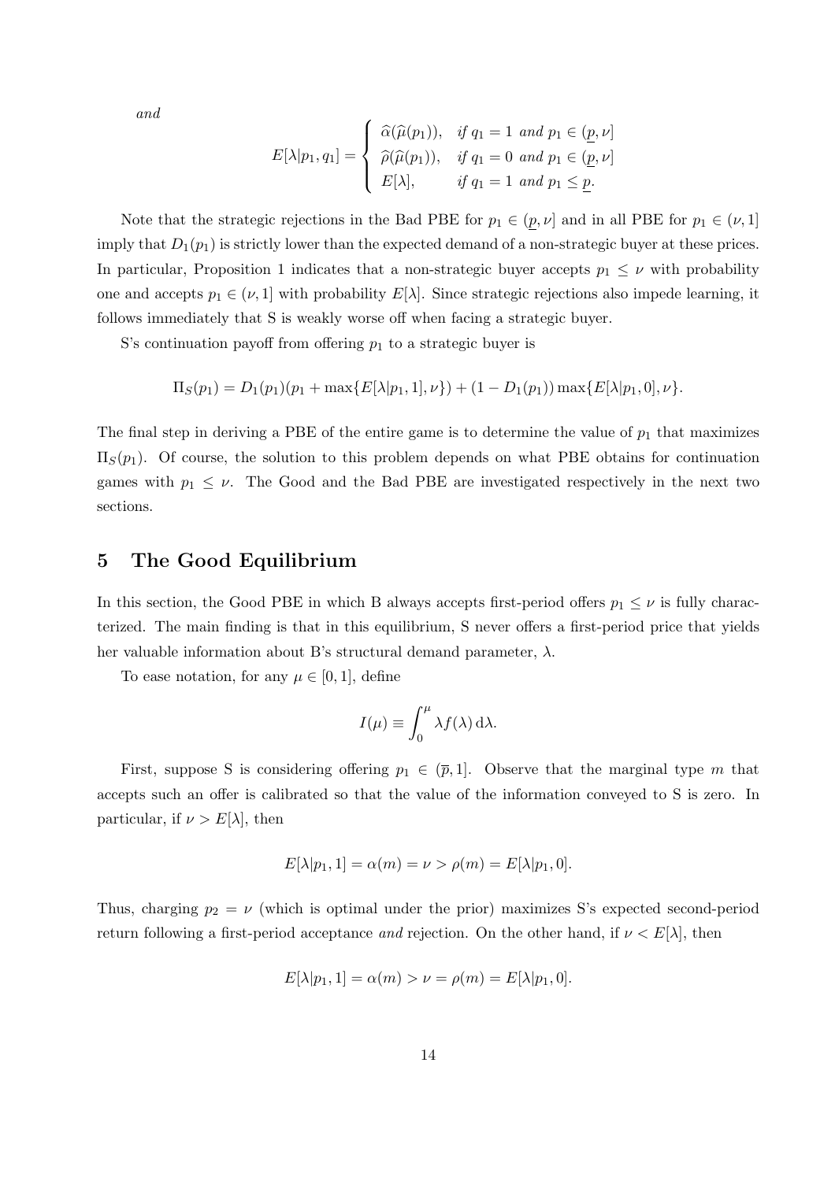*and*

$$
E[\lambda|p_1, q_1] = \begin{cases} \widehat{\alpha}(\widehat{\mu}(p_1)), & \text{if } q_1 = 1 \text{ and } p_1 \in (\underline{p}, \nu] \\ \widehat{\rho}(\widehat{\mu}(p_1)), & \text{if } q_1 = 0 \text{ and } p_1 \in (\underline{p}, \nu] \\ E[\lambda], & \text{if } q_1 = 1 \text{ and } p_1 \leq \underline{p}. \end{cases}
$$

Note that the strategic rejections in the Bad PBE for $p_1 \in (\underline{p}, \nu]$ and in all PBE for $p_1 \in (\nu, 1]$ imply that $D_1(p_1)$ is strictly lower than the expected demand of a non-strategic buyer at these prices. In particular, Proposition 1 indicates that a non-strategic buyer accepts $p_1 \leq \nu$ with probability one and accepts $p_1 \in (\nu, 1]$ with probability $E[\lambda]$. Since strategic rejections also impede learning, it follows immediately that S is weakly worse off when facing a strategic buyer.

S's continuation payoff from offering $p_1$ to a strategic buyer is

$$
\Pi_S(p_1) = D_1(p_1)(p_1 + \max\{E[\lambda|p_1, 1], \nu\}) + (1 - D_1(p_1)) \max\{E[\lambda|p_1, 0], \nu\}.
$$

The final step in deriving a PBE of the entire game is to determine the value of $p_1$ that maximizes $\Pi_S(p_1)$. Of course, the solution to this problem depends on what PBE obtains for continuation games with $p_1 \leq \nu$. The Good and the Bad PBE are investigated respectively in the next two sections.

## 5 The Good Equilibrium

In this section, the Good PBE in which B always accepts first-period offers $p_1 \leq \nu$ is fully characterized. The main finding is that in this equilibrium, S never offers a first-period price that yields her valuable information about B's structural demand parameter, $\lambda$.

To ease notation, for any $\mu \in [0, 1]$, define

$$
I(\mu) \equiv \int_0^{\mu} \lambda f(\lambda) \, \mathrm{d}\lambda.
$$

First, suppose S is considering offering $p_1 \in (\overline{p}, 1]$. Observe that the marginal type $m$ that accepts such an offer is calibrated so that the value of the information conveyed to S is zero. In particular, if $\nu > E[\lambda]$, then

$$
E[\lambda|p_1, 1] = \alpha(m) = \nu > \rho(m) = E[\lambda|p_1, 0].
$$

Thus, charging $p_2 = \nu$ (which is optimal under the prior) maximizes S's expected second-period return following a first-period acceptance *and* rejection. On the other hand, if $\nu < E[\lambda]$, then

$$
E[\lambda|p_1, 1] = \alpha(m) > \nu = \rho(m) = E[\lambda|p_1, 0].
$$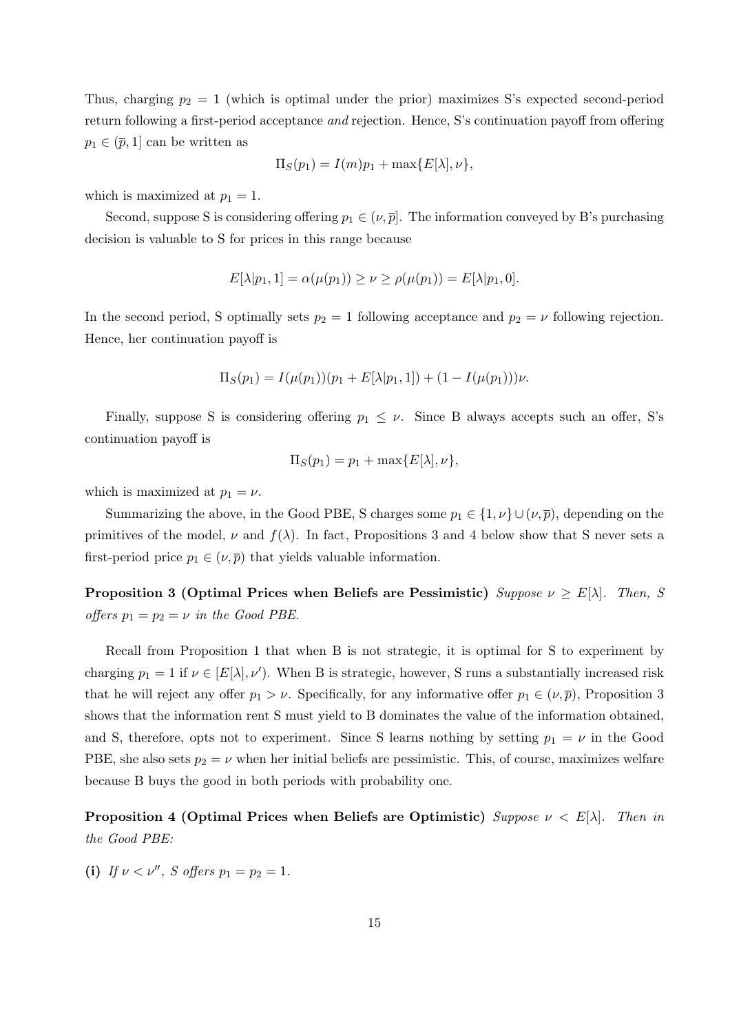Thus, charging $p_2 = 1$ (which is optimal under the prior) maximizes S's expected second-period return following a first-period acceptance *and* rejection. Hence, S's continuation payoff from offering $p_1 \in (\overline{p}, 1]$ can be written as

$$\Pi_S(p_1) = I(m)p_1 + \max\{E[\lambda], \nu\},$$

which is maximized at $p_1 = 1$.

Second, suppose S is considering offering $p_1 \in (\nu, \overline{p}]$. The information conveyed by B's purchasing decision is valuable to S for prices in this range because

$$E[\lambda|p_1, 1] = \alpha(\mu(p_1)) \geq \nu \geq \rho(\mu(p_1)) = E[\lambda|p_1, 0].$$

In the second period, S optimally sets $p_2 = 1$ following acceptance and $p_2 = \nu$ following rejection. Hence, her continuation payoff is

$$\Pi_S(p_1) = I(\mu(p_1))(p_1 + E[\lambda|p_1, 1]) + (1 - I(\mu(p_1)))\nu.$$

Finally, suppose S is considering offering $p_1 \leq \nu$. Since B always accepts such an offer, S's continuation payoff is

$$\Pi_S(p_1) = p_1 + \max\{E[\lambda], \nu\},$$

which is maximized at $p_1 = \nu$.

Summarizing the above, in the Good PBE, S charges some $p_1 \in \{1, \nu\} \cup (\nu, \overline{p})$, depending on the primitives of the model, $\nu$ and $f(\lambda)$. In fact, Propositions 3 and 4 below show that S never sets a first-period price $p_1 \in (\nu, \overline{p})$ that yields valuable information.

**Proposition 3 (Optimal Prices when Beliefs are Pessimistic)** *Suppose $\nu \geq E[\lambda]$. Then, S offers $p_1 = p_2 = \nu$ in the Good PBE.*

Recall from Proposition 1 that when B is not strategic, it is optimal for S to experiment by charging $p_1 = 1$ if $\nu \in [E[\lambda], \nu')$. When B is strategic, however, S runs a substantially increased risk that he will reject any offer $p_1 > \nu$. Specifically, for any informative offer $p_1 \in (\nu, \overline{p})$, Proposition 3 shows that the information rent S must yield to B dominates the value of the information obtained, and S, therefore, opts not to experiment. Since S learns nothing by setting $p_1 = \nu$ in the Good PBE, she also sets $p_2 = \nu$ when her initial beliefs are pessimistic. This, of course, maximizes welfare because B buys the good in both periods with probability one.

**Proposition 4 (Optimal Prices when Beliefs are Optimistic)** *Suppose $\nu < E[\lambda]$. Then in the Good PBE:*

**(i)** *If $\nu < \nu''$, S offers $p_1 = p_2 = 1$.*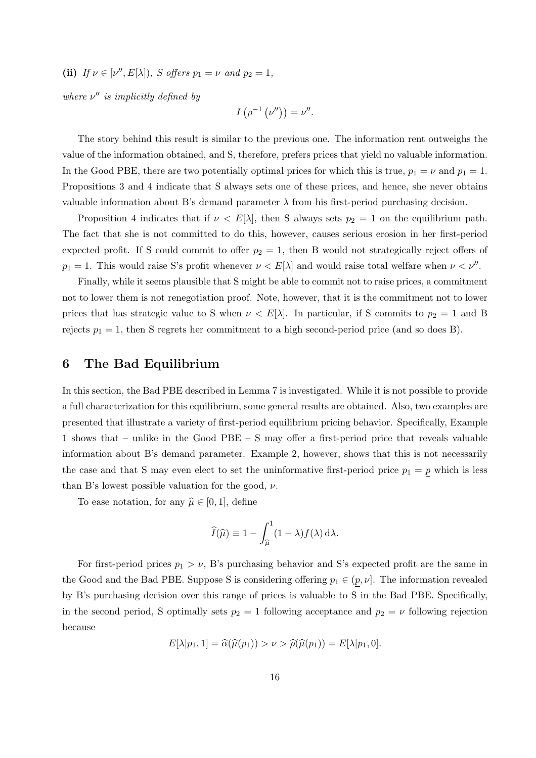**(ii)** *If $\nu \in [\nu'', E[\lambda])$, S offers $p_1 = \nu$ and $p_2 = 1$,*

*where $\nu''$ is implicitly defined by*

$$I\left(\rho^{-1}\left(\nu''\right)\right) = \nu''.$$

The story behind this result is similar to the previous one. The information rent outweighs the value of the information obtained, and S, therefore, prefers prices that yield no valuable information. In the Good PBE, there are two potentially optimal prices for which this is true, $p_1 = \nu$ and $p_1 = 1$. Propositions 3 and 4 indicate that S always sets one of these prices, and hence, she never obtains valuable information about B's demand parameter $\lambda$ from his first-period purchasing decision.

Proposition 4 indicates that if $\nu < E[\lambda]$, then S always sets $p_2 = 1$ on the equilibrium path. The fact that she is not committed to do this, however, causes serious erosion in her first-period expected profit. If S could commit to offer $p_2 = 1$, then B would not strategically reject offers of $p_1 = 1$. This would raise S's profit whenever $\nu < E[\lambda]$ and would raise total welfare when $\nu < \nu''$.

Finally, while it seems plausible that S might be able to commit not to raise prices, a commitment not to lower them is not renegotiation proof. Note, however, that it is the commitment not to lower prices that has strategic value to S when $\nu < E[\lambda]$. In particular, if S commits to $p_2 = 1$ and B rejects $p_1 = 1$, then S regrets her commitment to a high second-period price (and so does B).

## 6 The Bad Equilibrium

In this section, the Bad PBE described in Lemma 7 is investigated. While it is not possible to provide a full characterization for this equilibrium, some general results are obtained. Also, two examples are presented that illustrate a variety of first-period equilibrium pricing behavior. Specifically, Example 1 shows that – unlike in the Good PBE – S may offer a first-period price that reveals valuable information about B's demand parameter. Example 2, however, shows that this is not necessarily the case and that S may even elect to set the uninformative first-period price $p_1 = \underline{p}$ which is less than B's lowest possible valuation for the good, $\nu$.

To ease notation, for any $\widehat{\mu} \in [0, 1]$, define

$$\widehat{I}(\widehat{\mu}) \equiv 1 - \int_{\widehat{\mu}}^{1} (1 - \lambda) f(\lambda) \, \mathrm{d}\lambda.$$

For first-period prices $p_1 > \nu$, B's purchasing behavior and S's expected profit are the same in the Good and the Bad PBE. Suppose S is considering offering $p_1 \in (\underline{p}, \nu]$. The information revealed by B's purchasing decision over this range of prices is valuable to S in the Bad PBE. Specifically, in the second period, S optimally sets $p_2 = 1$ following acceptance and $p_2 = \nu$ following rejection because

$$E[\lambda | p_1, 1] = \widehat{\alpha}(\widehat{\mu}(p_1)) > \nu > \widehat{\rho}(\widehat{\mu}(p_1)) = E[\lambda | p_1, 0].$$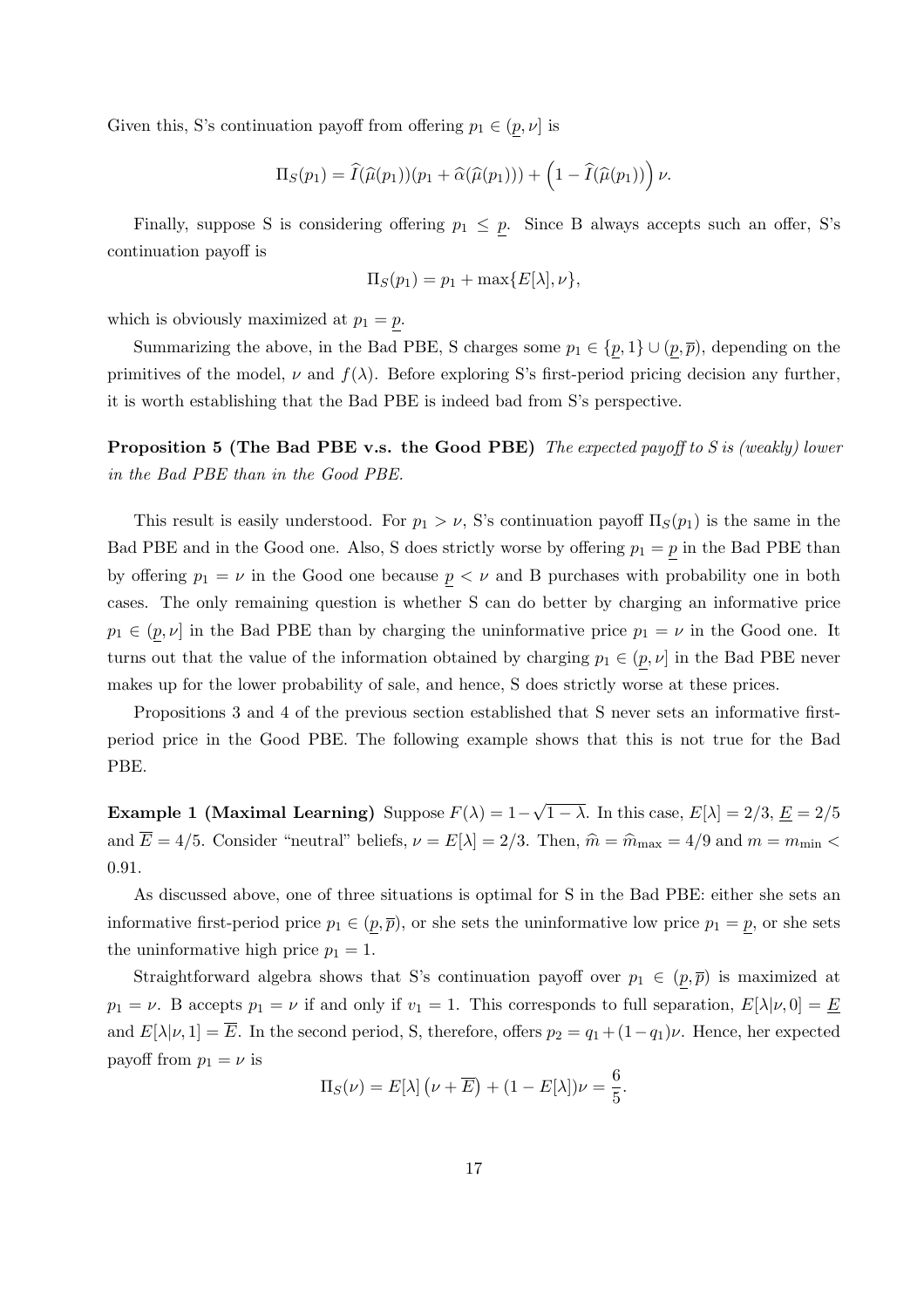Given this, S's continuation payoff from offering $p_1 \in (\underline{p}, \nu]$ is

$$\Pi_S(p_1) = \widehat{I}(\widehat{\mu}(p_1))(p_1 + \widehat{\alpha}(\widehat{\mu}(p_1))) + \left(1 - \widehat{I}(\widehat{\mu}(p_1))\right)\nu.$$

Finally, suppose S is considering offering $p_1 \leq \underline{p}$. Since B always accepts such an offer, S's continuation payoff is

$$\Pi_S(p_1) = p_1 + \max\{E[\lambda], \nu\},$$

which is obviously maximized at $p_1 = \underline{p}$.

Summarizing the above, in the Bad PBE, S charges some $p_1 \in \{\underline{p}, 1\} \cup (\underline{p}, \overline{p})$, depending on the primitives of the model, $\nu$ and $f(\lambda)$. Before exploring S's first-period pricing decision any further, it is worth establishing that the Bad PBE is indeed bad from S's perspective.

**Proposition 5 (The Bad PBE v.s. the Good PBE)** *The expected payoff to S is (weakly) lower in the Bad PBE than in the Good PBE.*

This result is easily understood. For $p_1 > \nu$, S's continuation payoff $\Pi_S(p_1)$ is the same in the Bad PBE and in the Good one. Also, S does strictly worse by offering $p_1 = \underline{p}$ in the Bad PBE than by offering $p_1 = \nu$ in the Good one because $\underline{p} < \nu$ and B purchases with probability one in both cases. The only remaining question is whether S can do better by charging an informative price $p_1 \in (\underline{p}, \nu]$ in the Bad PBE than by charging the uninformative price $p_1 = \nu$ in the Good one. It turns out that the value of the information obtained by charging $p_1 \in (\underline{p}, \nu]$ in the Bad PBE never makes up for the lower probability of sale, and hence, S does strictly worse at these prices.

Propositions 3 and 4 of the previous section established that S never sets an informative first-period price in the Good PBE. The following example shows that this is not true for the Bad PBE.

**Example 1 (Maximal Learning)** Suppose $F(\lambda) = 1 - \sqrt{1-\lambda}$. In this case, $E[\lambda] = 2/3$, $\underline{E} = 2/5$ and $\overline{E} = 4/5$. Consider "neutral" beliefs, $\nu = E[\lambda] = 2/3$. Then, $\widehat{m} = \widehat{m}_{\max} = 4/9$ and $m = m_{\min} < 0.91$.

As discussed above, one of three situations is optimal for S in the Bad PBE: either she sets an informative first-period price $p_1 \in (\underline{p}, \overline{p})$, or she sets the uninformative low price $p_1 = \underline{p}$, or she sets the uninformative high price $p_1 = 1$.

Straightforward algebra shows that S's continuation payoff over $p_1 \in (\underline{p}, \overline{p})$ is maximized at $p_1 = \nu$. B accepts $p_1 = \nu$ if and only if $v_1 = 1$. This corresponds to full separation, $E[\lambda|\nu, 0] = \underline{E}$ and $E[\lambda|\nu, 1] = \overline{E}$. In the second period, S, therefore, offers $p_2 = q_1 + (1 - q_1)\nu$. Hence, her expected payoff from $p_1 = \nu$ is

$$\Pi_S(\nu) = E[\lambda]\left(\nu + \overline{E}\right) + (1 - E[\lambda])\nu = \frac{6}{5}.$$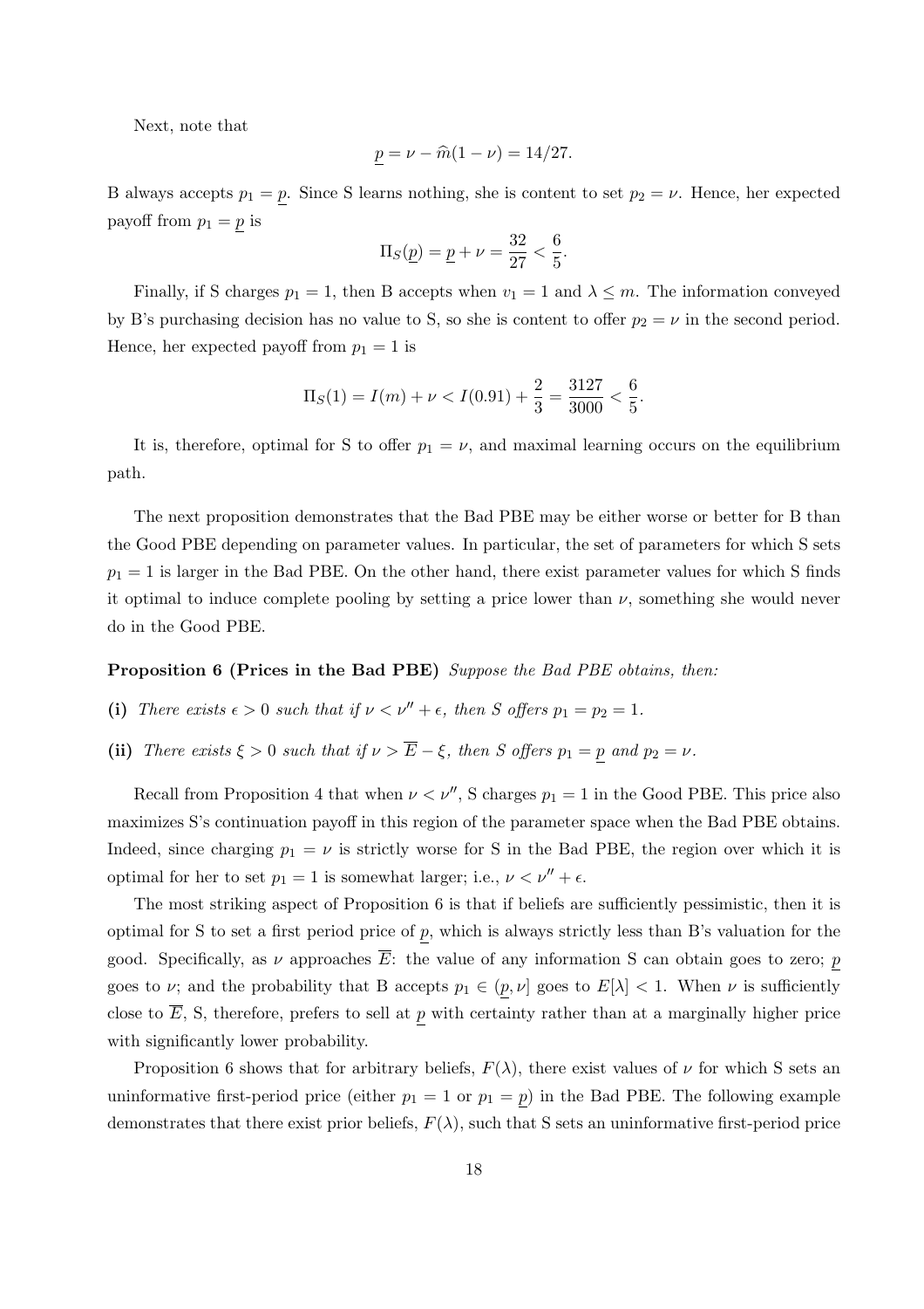Next, note that

$$\underline{p} = \nu - \widehat{m}(1 - \nu) = 14/27.$$

B always accepts $p_1 = \underline{p}$. Since S learns nothing, she is content to set $p_2 = \nu$. Hence, her expected payoff from $p_1 = \underline{p}$ is

$$\Pi_S(\underline{p}) = \underline{p} + \nu = \frac{32}{27} < \frac{6}{5}.$$

Finally, if S charges $p_1 = 1$, then B accepts when $v_1 = 1$ and $\lambda \leq m$. The information conveyed by B's purchasing decision has no value to S, so she is content to offer $p_2 = \nu$ in the second period. Hence, her expected payoff from $p_1 = 1$ is

$$\Pi_S(1) = I(m) + \nu < I(0.91) + \frac{2}{3} = \frac{3127}{3000} < \frac{6}{5}.$$

It is, therefore, optimal for S to offer $p_1 = \nu$, and maximal learning occurs on the equilibrium path.

The next proposition demonstrates that the Bad PBE may be either worse or better for B than the Good PBE depending on parameter values. In particular, the set of parameters for which S sets $p_1 = 1$ is larger in the Bad PBE. On the other hand, there exist parameter values for which S finds it optimal to induce complete pooling by setting a price lower than $\nu$, something she would never do in the Good PBE.

**Proposition 6 (Prices in the Bad PBE)** *Suppose the Bad PBE obtains, then:*

**(i)** *There exists $\epsilon > 0$ such that if $\nu < \nu'' + \epsilon$, then S offers $p_1 = p_2 = 1$.*

**(ii)** *There exists $\xi > 0$ such that if $\nu > \overline{E} - \xi$, then S offers $p_1 = \underline{p}$ and $p_2 = \nu$.*

Recall from Proposition 4 that when $\nu < \nu''$, S charges $p_1 = 1$ in the Good PBE. This price also maximizes S's continuation payoff in this region of the parameter space when the Bad PBE obtains. Indeed, since charging $p_1 = \nu$ is strictly worse for S in the Bad PBE, the region over which it is optimal for her to set $p_1 = 1$ is somewhat larger; i.e., $\nu < \nu'' + \epsilon$.

The most striking aspect of Proposition 6 is that if beliefs are sufficiently pessimistic, then it is optimal for S to set a first period price of $\underline{p}$, which is always strictly less than B's valuation for the good. Specifically, as $\nu$ approaches $\overline{E}$: the value of any information S can obtain goes to zero; $\underline{p}$ goes to $\nu$; and the probability that B accepts $p_1 \in (\underline{p}, \nu]$ goes to $E[\lambda] < 1$. When $\nu$ is sufficiently close to $\overline{E}$, S, therefore, prefers to sell at $\underline{p}$ with certainty rather than at a marginally higher price with significantly lower probability.

Proposition 6 shows that for arbitrary beliefs, $F(\lambda)$, there exist values of $\nu$ for which S sets an uninformative first-period price (either $p_1 = 1$ or $p_1 = \underline{p}$) in the Bad PBE. The following example demonstrates that there exist prior beliefs, $F(\lambda)$, such that S sets an uninformative first-period price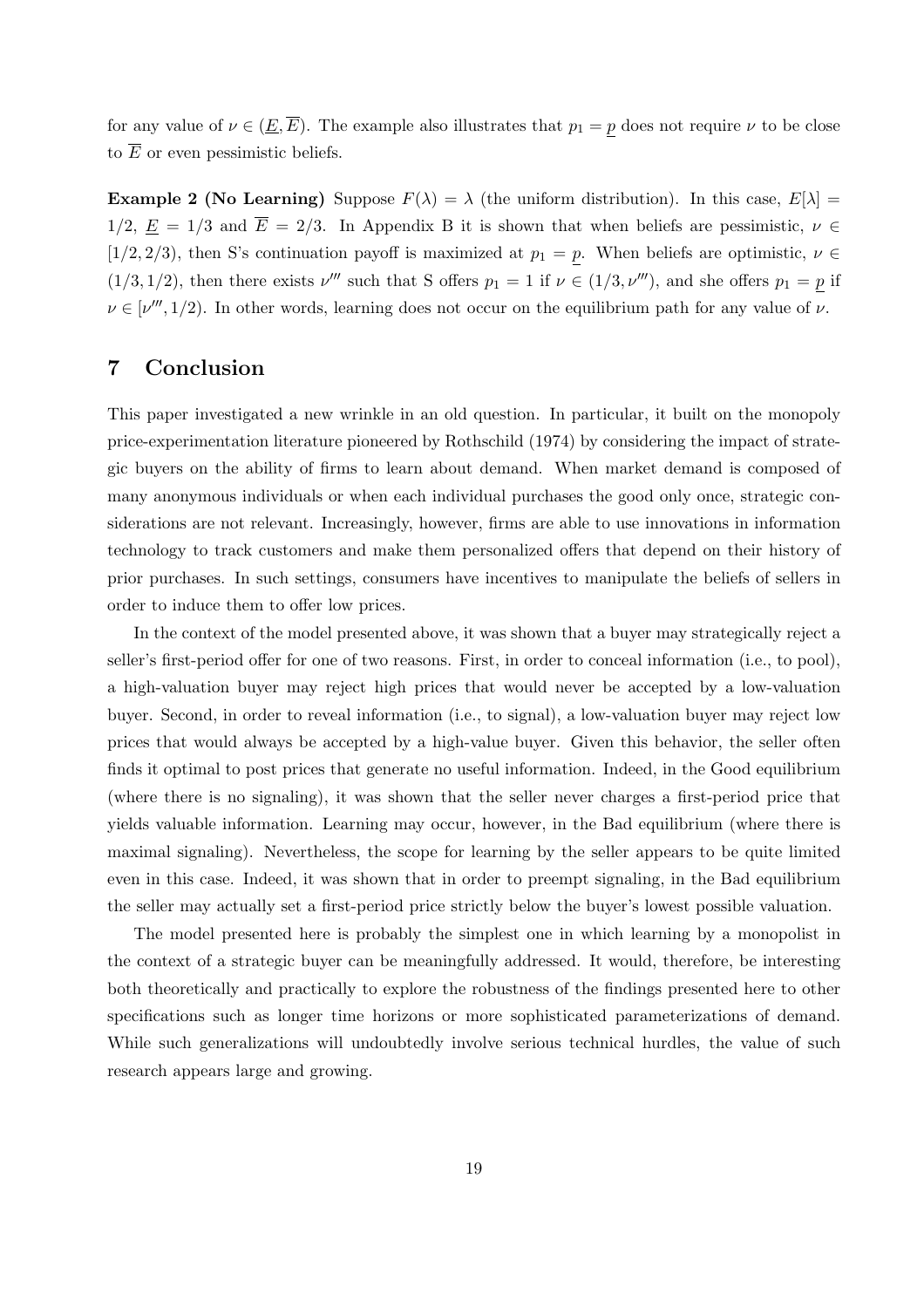for any value of $\nu \in (\underline{E}, \overline{E})$. The example also illustrates that $p_1 = \underline{p}$ does not require $\nu$ to be close to $\overline{E}$ or even pessimistic beliefs.

**Example 2 (No Learning)** Suppose $F(\lambda) = \lambda$ (the uniform distribution). In this case, $E[\lambda] = 1/2$, $\underline{E} = 1/3$ and $\overline{E} = 2/3$. In Appendix B it is shown that when beliefs are pessimistic, $\nu \in [1/2, 2/3)$, then S's continuation payoff is maximized at $p_1 = \underline{p}$. When beliefs are optimistic, $\nu \in (1/3, 1/2)$, then there exists $\nu'''$ such that S offers $p_1 = 1$ if $\nu \in (1/3, \nu''')$, and she offers $p_1 = \underline{p}$ if $\nu \in [\nu''', 1/2)$. In other words, learning does not occur on the equilibrium path for any value of $\nu$.

# 7 Conclusion

This paper investigated a new wrinkle in an old question. In particular, it built on the monopoly price-experimentation literature pioneered by Rothschild (1974) by considering the impact of strategic buyers on the ability of firms to learn about demand. When market demand is composed of many anonymous individuals or when each individual purchases the good only once, strategic considerations are not relevant. Increasingly, however, firms are able to use innovations in information technology to track customers and make them personalized offers that depend on their history of prior purchases. In such settings, consumers have incentives to manipulate the beliefs of sellers in order to induce them to offer low prices.

In the context of the model presented above, it was shown that a buyer may strategically reject a seller's first-period offer for one of two reasons. First, in order to conceal information (i.e., to pool), a high-valuation buyer may reject high prices that would never be accepted by a low-valuation buyer. Second, in order to reveal information (i.e., to signal), a low-valuation buyer may reject low prices that would always be accepted by a high-value buyer. Given this behavior, the seller often finds it optimal to post prices that generate no useful information. Indeed, in the Good equilibrium (where there is no signaling), it was shown that the seller never charges a first-period price that yields valuable information. Learning may occur, however, in the Bad equilibrium (where there is maximal signaling). Nevertheless, the scope for learning by the seller appears to be quite limited even in this case. Indeed, it was shown that in order to preempt signaling, in the Bad equilibrium the seller may actually set a first-period price strictly below the buyer's lowest possible valuation.

The model presented here is probably the simplest one in which learning by a monopolist in the context of a strategic buyer can be meaningfully addressed. It would, therefore, be interesting both theoretically and practically to explore the robustness of the findings presented here to other specifications such as longer time horizons or more sophisticated parameterizations of demand. While such generalizations will undoubtedly involve serious technical hurdles, the value of such research appears large and growing.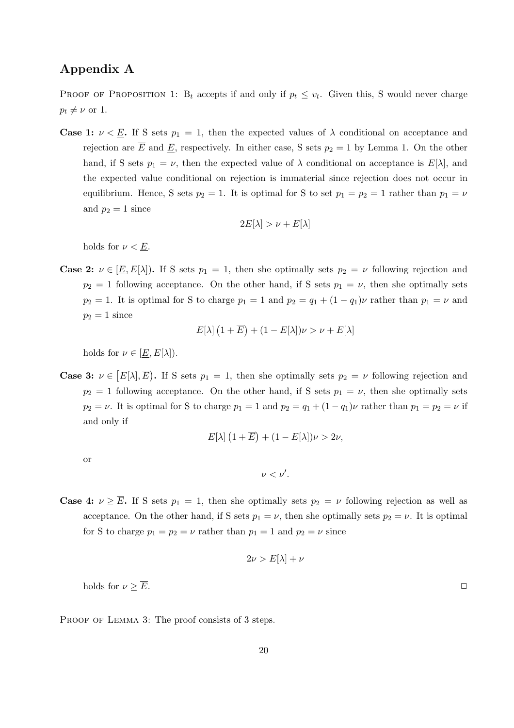## Appendix A

PROOF OF PROPOSITION 1: $B_t$ accepts if and only if $p_t \leq v_t$. Given this, S would never charge $p_t \neq \nu$ or 1.

**Case 1:** $\nu < \underline{E}$**.** If S sets $p_1 = 1$, then the expected values of $\lambda$ conditional on acceptance and rejection are $\overline{E}$ and $\underline{E}$, respectively. In either case, S sets $p_2 = 1$ by Lemma 1. On the other hand, if S sets $p_1 = \nu$, then the expected value of $\lambda$ conditional on acceptance is $E[\lambda]$, and the expected value conditional on rejection is immaterial since rejection does not occur in equilibrium. Hence, S sets $p_2 = 1$. It is optimal for S to set $p_1 = p_2 = 1$ rather than $p_1 = \nu$ and $p_2 = 1$ since

$$2E[\lambda] > \nu + E[\lambda]$$

holds for $\nu < \underline{E}$.

**Case 2:** $\nu \in [\underline{E}, E[\lambda])$**.** If S sets $p_1 = 1$, then she optimally sets $p_2 = \nu$ following rejection and $p_2 = 1$ following acceptance. On the other hand, if S sets $p_1 = \nu$, then she optimally sets $p_2 = 1$. It is optimal for S to charge $p_1 = 1$ and $p_2 = q_1 + (1 - q_1)\nu$ rather than $p_1 = \nu$ and $p_2 = 1$ since

$$E[\lambda]\left(1 + \overline{E}\right) + (1 - E[\lambda])\nu > \nu + E[\lambda]$$

holds for $\nu \in [\underline{E}, E[\lambda])$.

**Case 3:** $\nu \in \left[E[\lambda], \overline{E}\right)$**.** If S sets $p_1 = 1$, then she optimally sets $p_2 = \nu$ following rejection and $p_2 = 1$ following acceptance. On the other hand, if S sets $p_1 = \nu$, then she optimally sets $p_2 = \nu$. It is optimal for S to charge $p_1 = 1$ and $p_2 = q_1 + (1 - q_1)\nu$ rather than $p_1 = p_2 = \nu$ if and only if

$$E[\lambda]\left(1 + \overline{E}\right) + (1 - E[\lambda])\nu > 2\nu,$$

or

$$\nu < \nu'.$$

**Case 4:** $\nu \geq \overline{E}$**.** If S sets $p_1 = 1$, then she optimally sets $p_2 = \nu$ following rejection as well as acceptance. On the other hand, if S sets $p_1 = \nu$, then she optimally sets $p_2 = \nu$. It is optimal for S to charge $p_1 = p_2 = \nu$ rather than $p_1 = 1$ and $p_2 = \nu$ since

$$2\nu > E[\lambda] + \nu$$

holds for $\nu \geq \overline{E}$. □

PROOF OF LEMMA 3: The proof consists of 3 steps.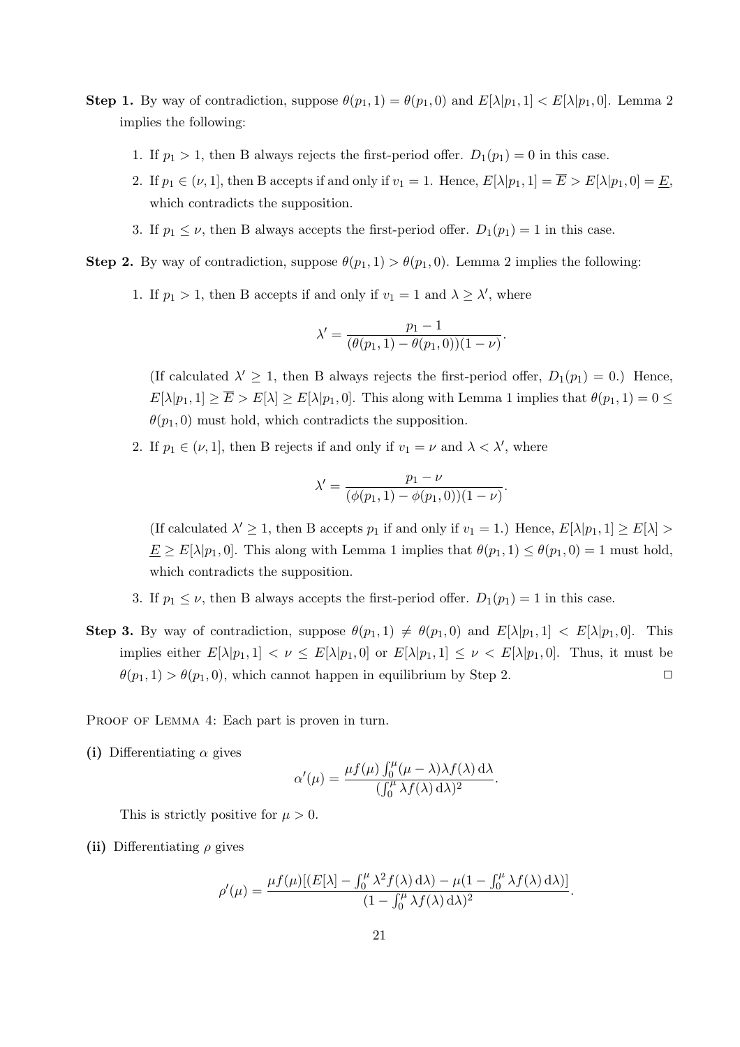**Step 1.** By way of contradiction, suppose $\theta(p_1, 1) = \theta(p_1, 0)$ and $E[\lambda|p_1, 1] < E[\lambda|p_1, 0]$. Lemma 2 implies the following:

1. If $p_1 > 1$, then B always rejects the first-period offer. $D_1(p_1) = 0$ in this case.
2. If $p_1 \in (\nu, 1]$, then B accepts if and only if $v_1 = 1$. Hence, $E[\lambda|p_1, 1] = \overline{E} > E[\lambda|p_1, 0] = \underline{E}$, which contradicts the supposition.
3. If $p_1 \leq \nu$, then B always accepts the first-period offer. $D_1(p_1) = 1$ in this case.

**Step 2.** By way of contradiction, suppose $\theta(p_1, 1) > \theta(p_1, 0)$. Lemma 2 implies the following:

1. If $p_1 > 1$, then B accepts if and only if $v_1 = 1$ and $\lambda \geq \lambda'$, where
$$\lambda' = \frac{p_1 - 1}{(\theta(p_1, 1) - \theta(p_1, 0))(1 - \nu)}.$$
(If calculated $\lambda' \geq 1$, then B always rejects the first-period offer, $D_1(p_1) = 0$.) Hence, $E[\lambda|p_1, 1] \geq \overline{E} > E[\lambda] \geq E[\lambda|p_1, 0]$. This along with Lemma 1 implies that $\theta(p_1, 1) = 0 \leq \theta(p_1, 0)$ must hold, which contradicts the supposition.
2. If $p_1 \in (\nu, 1]$, then B rejects if and only if $v_1 = \nu$ and $\lambda < \lambda'$, where
$$\lambda' = \frac{p_1 - \nu}{(\phi(p_1, 1) - \phi(p_1, 0))(1 - \nu)}.$$
(If calculated $\lambda' \geq 1$, then B accepts $p_1$ if and only if $v_1 = 1$.) Hence, $E[\lambda|p_1, 1] \geq E[\lambda] > \underline{E} \geq E[\lambda|p_1, 0]$. This along with Lemma 1 implies that $\theta(p_1, 1) \leq \theta(p_1, 0) = 1$ must hold, which contradicts the supposition.
3. If $p_1 \leq \nu$, then B always accepts the first-period offer. $D_1(p_1) = 1$ in this case.

**Step 3.** By way of contradiction, suppose $\theta(p_1, 1) \neq \theta(p_1, 0)$ and $E[\lambda|p_1, 1] < E[\lambda|p_1, 0]$. This implies either $E[\lambda|p_1, 1] < \nu \leq E[\lambda|p_1, 0]$ or $E[\lambda|p_1, 1] \leq \nu < E[\lambda|p_1, 0]$. Thus, it must be $\theta(p_1, 1) > \theta(p_1, 0)$, which cannot happen in equilibrium by Step 2. $\square$

Proof of Lemma 4: Each part is proven in turn.

**(i)** Differentiating $\alpha$ gives
$$\alpha'(\mu) = \frac{\mu f(\mu) \int_0^\mu (\mu - \lambda)\lambda f(\lambda)\,\mathrm{d}\lambda}{(\int_0^\mu \lambda f(\lambda)\,\mathrm{d}\lambda)^2}.$$
This is strictly positive for $\mu > 0$.

**(ii)** Differentiating $\rho$ gives
$$\rho'(\mu) = \frac{\mu f(\mu)[(E[\lambda] - \int_0^\mu \lambda^2 f(\lambda)\,\mathrm{d}\lambda) - \mu(1 - \int_0^\mu \lambda f(\lambda)\,\mathrm{d}\lambda)]}{(1 - \int_0^\mu \lambda f(\lambda)\,\mathrm{d}\lambda)^2}.$$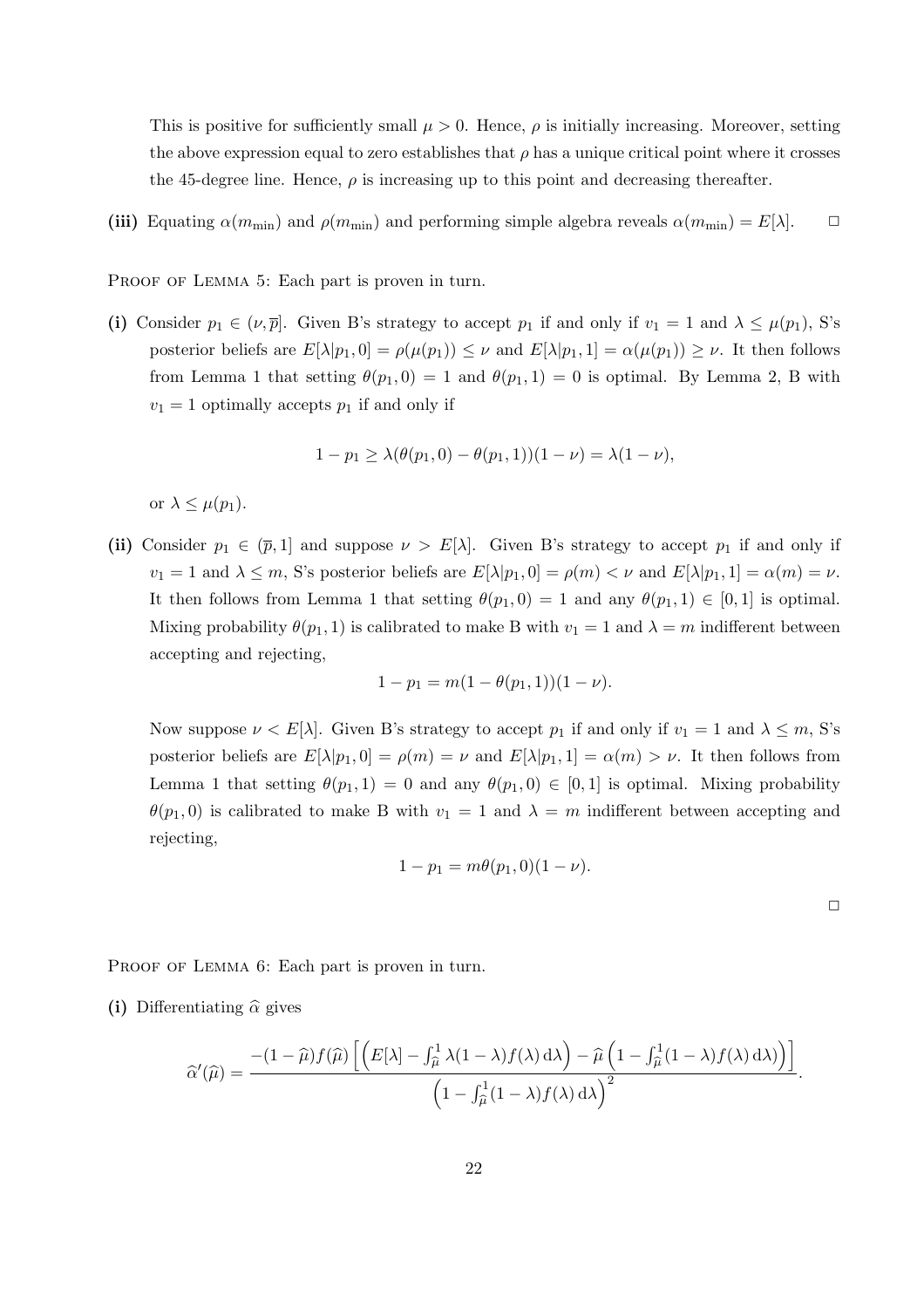This is positive for sufficiently small $\mu > 0$. Hence, $\rho$ is initially increasing. Moreover, setting the above expression equal to zero establishes that $\rho$ has a unique critical point where it crosses the 45-degree line. Hence, $\rho$ is increasing up to this point and decreasing thereafter.

**(iii)** Equating $\alpha(m_{\min})$ and $\rho(m_{\min})$ and performing simple algebra reveals $\alpha(m_{\min}) = E[\lambda]$. □

PROOF OF LEMMA 5: Each part is proven in turn.

**(i)** Consider $p_1 \in (\nu, \overline{p}]$. Given B's strategy to accept $p_1$ if and only if $v_1 = 1$ and $\lambda \leq \mu(p_1)$, S's posterior beliefs are $E[\lambda|p_1, 0] = \rho(\mu(p_1)) \leq \nu$ and $E[\lambda|p_1, 1] = \alpha(\mu(p_1)) \geq \nu$. It then follows from Lemma 1 that setting $\theta(p_1, 0) = 1$ and $\theta(p_1, 1) = 0$ is optimal. By Lemma 2, B with $v_1 = 1$ optimally accepts $p_1$ if and only if

$$1 - p_1 \geq \lambda(\theta(p_1, 0) - \theta(p_1, 1))(1 - \nu) = \lambda(1 - \nu),$$

or $\lambda \leq \mu(p_1)$.

**(ii)** Consider $p_1 \in (\overline{p}, 1]$ and suppose $\nu > E[\lambda]$. Given B's strategy to accept $p_1$ if and only if $v_1 = 1$ and $\lambda \leq m$, S's posterior beliefs are $E[\lambda|p_1, 0] = \rho(m) < \nu$ and $E[\lambda|p_1, 1] = \alpha(m) = \nu$. It then follows from Lemma 1 that setting $\theta(p_1, 0) = 1$ and any $\theta(p_1, 1) \in [0, 1]$ is optimal. Mixing probability $\theta(p_1, 1)$ is calibrated to make B with $v_1 = 1$ and $\lambda = m$ indifferent between accepting and rejecting,

$$1 - p_1 = m(1 - \theta(p_1, 1))(1 - \nu).$$

Now suppose $\nu < E[\lambda]$. Given B's strategy to accept $p_1$ if and only if $v_1 = 1$ and $\lambda \leq m$, S's posterior beliefs are $E[\lambda|p_1, 0] = \rho(m) = \nu$ and $E[\lambda|p_1, 1] = \alpha(m) > \nu$. It then follows from Lemma 1 that setting $\theta(p_1, 1) = 0$ and any $\theta(p_1, 0) \in [0, 1]$ is optimal. Mixing probability $\theta(p_1, 0)$ is calibrated to make B with $v_1 = 1$ and $\lambda = m$ indifferent between accepting and rejecting,

$$1 - p_1 = m\theta(p_1, 0)(1 - \nu).$$

□

PROOF OF LEMMA 6: Each part is proven in turn.

**(i)** Differentiating $\widehat{\alpha}$ gives

$$\widehat{\alpha}'(\widehat{\mu}) = \frac{-(1 - \widehat{\mu})f(\widehat{\mu})\left[\left(E[\lambda] - \int_{\widehat{\mu}}^{1} \lambda(1 - \lambda)f(\lambda)\,\mathrm{d}\lambda\right) - \widehat{\mu}\left(1 - \int_{\widehat{\mu}}^{1}(1 - \lambda)f(\lambda)\,\mathrm{d}\lambda\right)\right]}{\left(1 - \int_{\widehat{\mu}}^{1}(1 - \lambda)f(\lambda)\,\mathrm{d}\lambda\right)^2}.$$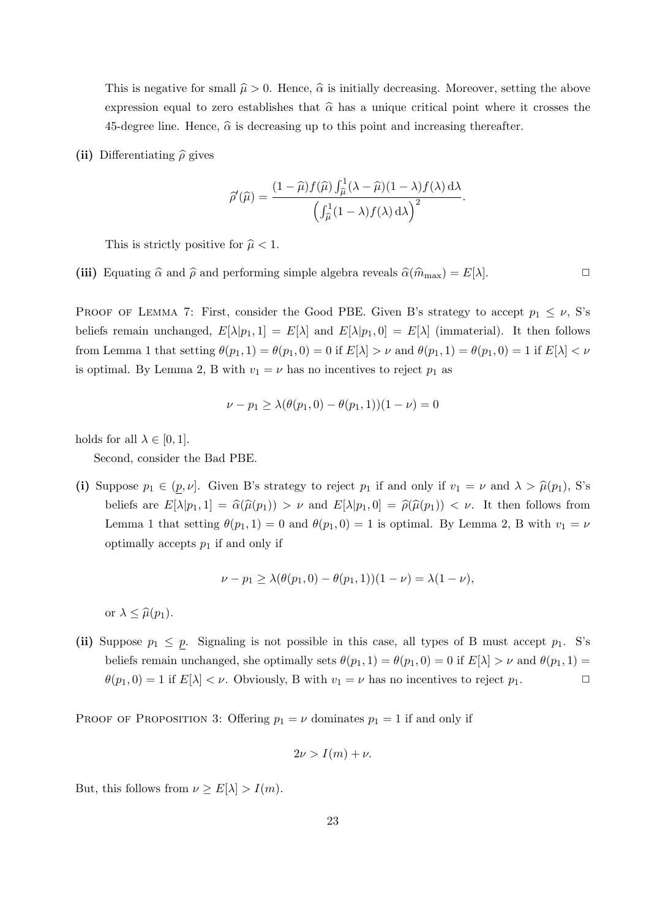This is negative for small $\widehat{\mu} > 0$. Hence, $\widehat{\alpha}$ is initially decreasing. Moreover, setting the above expression equal to zero establishes that $\widehat{\alpha}$ has a unique critical point where it crosses the 45-degree line. Hence, $\widehat{\alpha}$ is decreasing up to this point and increasing thereafter.

**(ii)** Differentiating $\widehat{\rho}$ gives

$$\widehat{\rho}'(\widehat{\mu}) = \frac{(1-\widehat{\mu})f(\widehat{\mu})\int_{\widehat{\mu}}^{1}(\lambda-\widehat{\mu})(1-\lambda)f(\lambda)\,\mathrm{d}\lambda}{\left(\int_{\widehat{\mu}}^{1}(1-\lambda)f(\lambda)\,\mathrm{d}\lambda\right)^2}.$$

This is strictly positive for $\widehat{\mu} < 1$.

**(iii)** Equating $\widehat{\alpha}$ and $\widehat{\rho}$ and performing simple algebra reveals $\widehat{\alpha}(\widehat{m}_{\max}) = E[\lambda]$. □

Proof of Lemma 7: First, consider the Good PBE. Given B's strategy to accept $p_1 \leq \nu$, S's beliefs remain unchanged, $E[\lambda|p_1, 1] = E[\lambda]$ and $E[\lambda|p_1, 0] = E[\lambda]$ (immaterial). It then follows from Lemma 1 that setting $\theta(p_1, 1) = \theta(p_1, 0) = 0$ if $E[\lambda] > \nu$ and $\theta(p_1, 1) = \theta(p_1, 0) = 1$ if $E[\lambda] < \nu$ is optimal. By Lemma 2, B with $v_1 = \nu$ has no incentives to reject $p_1$ as

$$\nu - p_1 \geq \lambda(\theta(p_1, 0) - \theta(p_1, 1))(1-\nu) = 0$$

holds for all $\lambda \in [0, 1]$.

Second, consider the Bad PBE.

**(i)** Suppose $p_1 \in (\underline{p}, \nu]$. Given B's strategy to reject $p_1$ if and only if $v_1 = \nu$ and $\lambda > \widehat{\mu}(p_1)$, S's beliefs are $E[\lambda|p_1, 1] = \widehat{\alpha}(\widehat{\mu}(p_1)) > \nu$ and $E[\lambda|p_1, 0] = \widehat{\rho}(\widehat{\mu}(p_1)) < \nu$. It then follows from Lemma 1 that setting $\theta(p_1, 1) = 0$ and $\theta(p_1, 0) = 1$ is optimal. By Lemma 2, B with $v_1 = \nu$ optimally accepts $p_1$ if and only if

$$\nu - p_1 \geq \lambda(\theta(p_1, 0) - \theta(p_1, 1))(1-\nu) = \lambda(1-\nu),$$

or $\lambda \leq \widehat{\mu}(p_1)$.

**(ii)** Suppose $p_1 \leq \underline{p}$. Signaling is not possible in this case, all types of B must accept $p_1$. S's beliefs remain unchanged, she optimally sets $\theta(p_1, 1) = \theta(p_1, 0) = 0$ if $E[\lambda] > \nu$ and $\theta(p_1, 1) = \theta(p_1, 0) = 1$ if $E[\lambda] < \nu$. Obviously, B with $v_1 = \nu$ has no incentives to reject $p_1$. □

Proof of Proposition 3: Offering $p_1 = \nu$ dominates $p_1 = 1$ if and only if

$$2\nu > I(m) + \nu.$$

But, this follows from $\nu \geq E[\lambda] > I(m)$.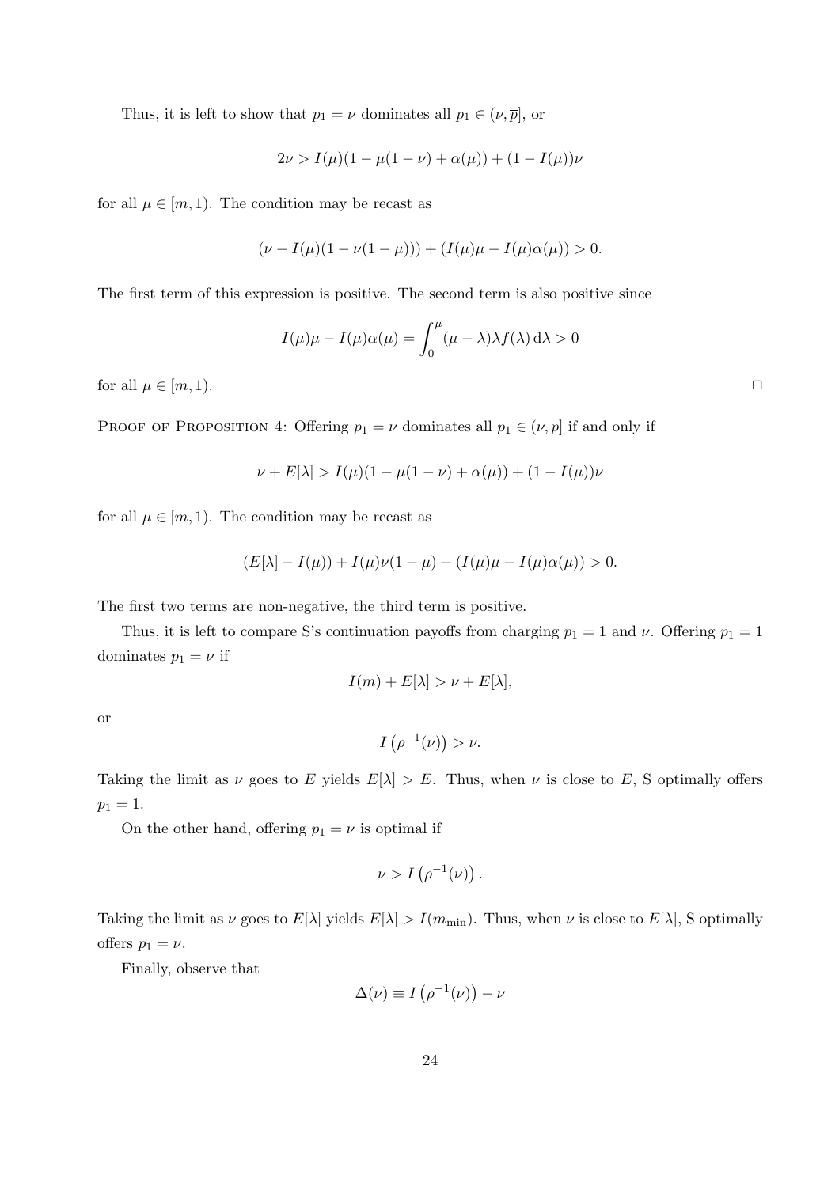Thus, it is left to show that $p_1 = \nu$ dominates all $p_1 \in (\nu, \overline{p}]$, or

$$2\nu > I(\mu)(1 - \mu(1-\nu) + \alpha(\mu)) + (1 - I(\mu))\nu$$

for all $\mu \in [m, 1)$. The condition may be recast as

$$(\nu - I(\mu)(1 - \nu(1-\mu))) + (I(\mu)\mu - I(\mu)\alpha(\mu)) > 0.$$

The first term of this expression is positive. The second term is also positive since

$$I(\mu)\mu - I(\mu)\alpha(\mu) = \int_0^{\mu} (\mu - \lambda)\lambda f(\lambda)\, \mathrm{d}\lambda > 0$$

for all $\mu \in [m, 1)$. $\square$

Proof of Proposition 4: Offering $p_1 = \nu$ dominates all $p_1 \in (\nu, \overline{p}]$ if and only if

$$\nu + E[\lambda] > I(\mu)(1 - \mu(1-\nu) + \alpha(\mu)) + (1 - I(\mu))\nu$$

for all $\mu \in [m, 1)$. The condition may be recast as

$$(E[\lambda] - I(\mu)) + I(\mu)\nu(1-\mu) + (I(\mu)\mu - I(\mu)\alpha(\mu)) > 0.$$

The first two terms are non-negative, the third term is positive.

Thus, it is left to compare S's continuation payoffs from charging $p_1 = 1$ and $\nu$. Offering $p_1 = 1$ dominates $p_1 = \nu$ if

$$I(m) + E[\lambda] > \nu + E[\lambda],$$

or

$$I\left(\rho^{-1}(\nu)\right) > \nu.$$

Taking the limit as $\nu$ goes to $\underline{E}$ yields $E[\lambda] > \underline{E}$. Thus, when $\nu$ is close to $\underline{E}$, S optimally offers $p_1 = 1$.

On the other hand, offering $p_1 = \nu$ is optimal if

$$\nu > I\left(\rho^{-1}(\nu)\right).$$

Taking the limit as $\nu$ goes to $E[\lambda]$ yields $E[\lambda] > I(m_{\min})$. Thus, when $\nu$ is close to $E[\lambda]$, S optimally offers $p_1 = \nu$.

Finally, observe that

$$\Delta(\nu) \equiv I\left(\rho^{-1}(\nu)\right) - \nu$$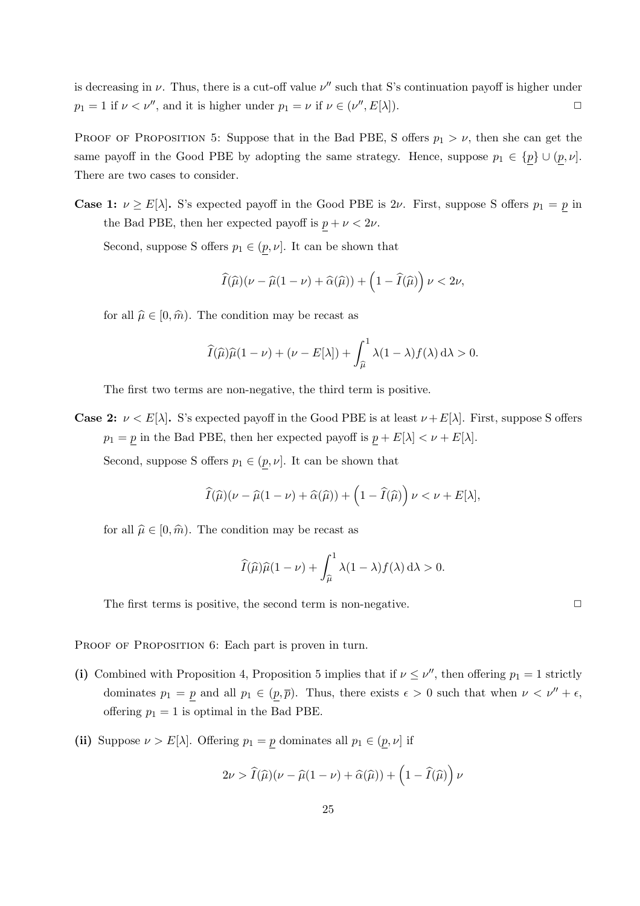is decreasing in $\nu$. Thus, there is a cut-off value $\nu''$ such that S's continuation payoff is higher under $p_1 = 1$ if $\nu < \nu''$, and it is higher under $p_1 = \nu$ if $\nu \in (\nu'', E[\lambda])$. □

Proof of Proposition 5: Suppose that in the Bad PBE, S offers $p_1 > \nu$, then she can get the same payoff in the Good PBE by adopting the same strategy. Hence, suppose $p_1 \in \{\underline{p}\} \cup (\underline{p}, \nu]$. There are two cases to consider.

**Case 1:** $\nu \geq E[\lambda]$**.** S's expected payoff in the Good PBE is $2\nu$. First, suppose S offers $p_1 = \underline{p}$ in the Bad PBE, then her expected payoff is $\underline{p} + \nu < 2\nu$.

Second, suppose S offers $p_1 \in (\underline{p}, \nu]$. It can be shown that

$$\widehat{I}(\widehat{\mu})(\nu - \widehat{\mu}(1-\nu) + \widehat{\alpha}(\widehat{\mu})) + \left(1 - \widehat{I}(\widehat{\mu})\right)\nu < 2\nu,$$

for all $\widehat{\mu} \in [0, \widehat{m})$. The condition may be recast as

$$\widehat{I}(\widehat{\mu})\widehat{\mu}(1-\nu) + (\nu - E[\lambda]) + \int_{\widehat{\mu}}^{1} \lambda(1-\lambda)f(\lambda)\,\mathrm{d}\lambda > 0.$$

The first two terms are non-negative, the third term is positive.

**Case 2:** $\nu < E[\lambda]$**.** S's expected payoff in the Good PBE is at least $\nu + E[\lambda]$. First, suppose S offers $p_1 = \underline{p}$ in the Bad PBE, then her expected payoff is $\underline{p} + E[\lambda] < \nu + E[\lambda]$.

Second, suppose S offers $p_1 \in (\underline{p}, \nu]$. It can be shown that

$$\widehat{I}(\widehat{\mu})(\nu - \widehat{\mu}(1-\nu) + \widehat{\alpha}(\widehat{\mu})) + \left(1 - \widehat{I}(\widehat{\mu})\right)\nu < \nu + E[\lambda],$$

for all $\widehat{\mu} \in [0, \widehat{m})$. The condition may be recast as

$$\widehat{I}(\widehat{\mu})\widehat{\mu}(1-\nu) + \int_{\widehat{\mu}}^{1} \lambda(1-\lambda)f(\lambda)\,\mathrm{d}\lambda > 0.$$

The first terms is positive, the second term is non-negative. □

Proof of Proposition 6: Each part is proven in turn.

**(i)** Combined with Proposition 4, Proposition 5 implies that if $\nu \leq \nu''$, then offering $p_1 = 1$ strictly dominates $p_1 = \underline{p}$ and all $p_1 \in (\underline{p}, \overline{p})$. Thus, there exists $\epsilon > 0$ such that when $\nu < \nu'' + \epsilon$, offering $p_1 = 1$ is optimal in the Bad PBE.

**(ii)** Suppose $\nu > E[\lambda]$. Offering $p_1 = \underline{p}$ dominates all $p_1 \in (\underline{p}, \nu]$ if

$$2\nu > \widehat{I}(\widehat{\mu})(\nu - \widehat{\mu}(1-\nu) + \widehat{\alpha}(\widehat{\mu})) + \left(1 - \widehat{I}(\widehat{\mu})\right)\nu$$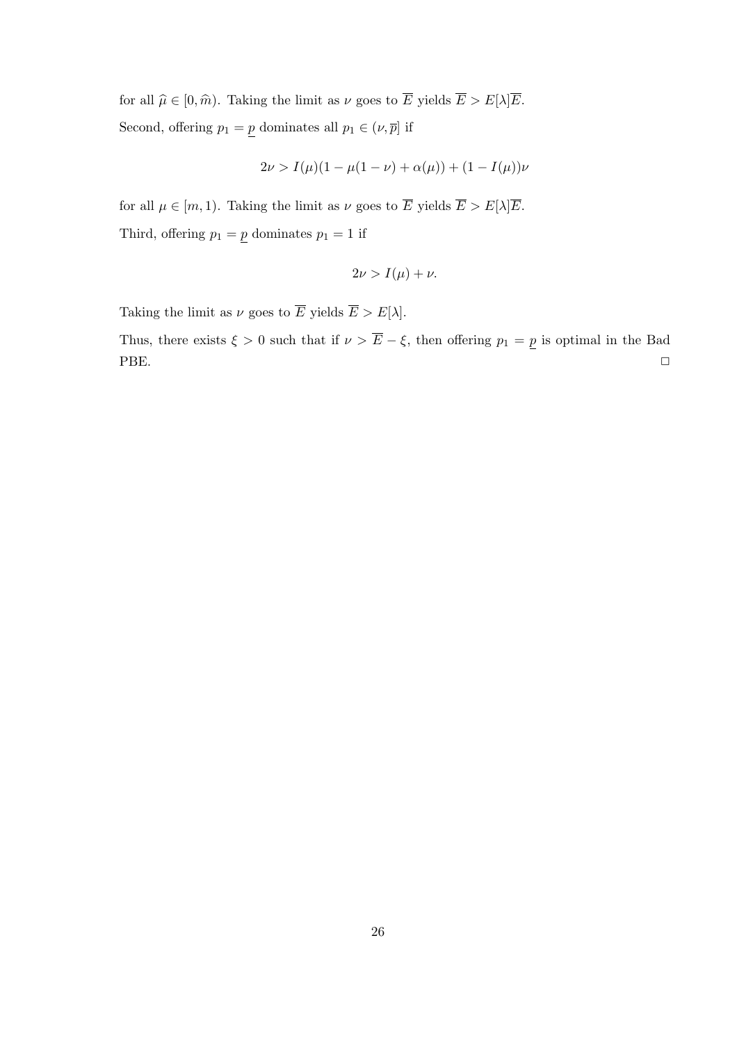for all $\widehat{\mu} \in [0, \widehat{m})$. Taking the limit as $\nu$ goes to $\overline{E}$ yields $\overline{E} > E[\lambda]\overline{E}$.

Second, offering $p_1 = \underline{p}$ dominates all $p_1 \in (\nu, \overline{p}]$ if

$$2\nu > I(\mu)(1 - \mu(1 - \nu) + \alpha(\mu)) + (1 - I(\mu))\nu$$

for all $\mu \in [m, 1)$. Taking the limit as $\nu$ goes to $\overline{E}$ yields $\overline{E} > E[\lambda]\overline{E}$.

Third, offering $p_1 = \underline{p}$ dominates $p_1 = 1$ if

$$2\nu > I(\mu) + \nu.$$

Taking the limit as $\nu$ goes to $\overline{E}$ yields $\overline{E} > E[\lambda]$.

Thus, there exists $\xi > 0$ such that if $\nu > \overline{E} - \xi$, then offering $p_1 = \underline{p}$ is optimal in the Bad PBE. $\square$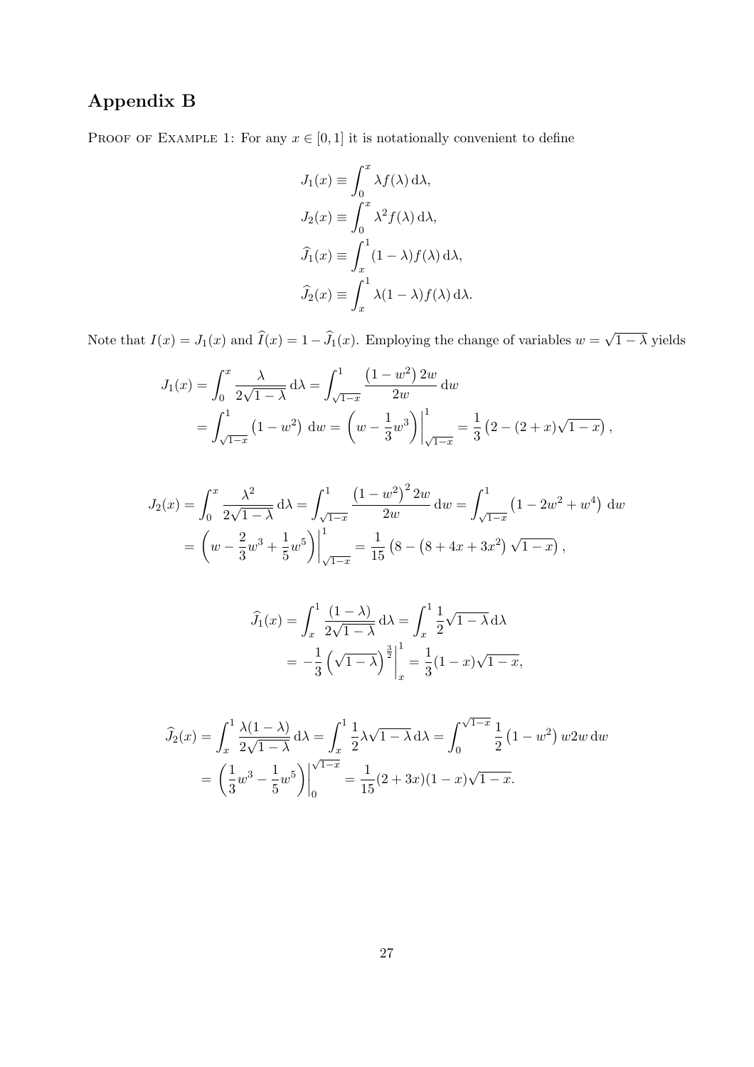# Appendix B

Proof of Example 1: For any $x \in [0, 1]$ it is notationally convenient to define

$$
\begin{aligned}
J_1(x) &\equiv \int_0^x \lambda f(\lambda) \, \mathrm{d}\lambda, \\
J_2(x) &\equiv \int_0^x \lambda^2 f(\lambda) \, \mathrm{d}\lambda, \\
\widehat{J}_1(x) &\equiv \int_x^1 (1 - \lambda) f(\lambda) \, \mathrm{d}\lambda, \\
\widehat{J}_2(x) &\equiv \int_x^1 \lambda(1 - \lambda) f(\lambda) \, \mathrm{d}\lambda.
\end{aligned}
$$

Note that $I(x) = J_1(x)$ and $\widehat{I}(x) = 1 - \widehat{J}_1(x)$. Employing the change of variables $w = \sqrt{1 - \lambda}$ yields

$$
\begin{aligned}
J_1(x) &= \int_0^x \frac{\lambda}{2\sqrt{1-\lambda}} \, \mathrm{d}\lambda = \int_{\sqrt{1-x}}^1 \frac{\left(1 - w^2\right) 2w}{2w} \, \mathrm{d}w \\
&= \int_{\sqrt{1-x}}^1 \left(1 - w^2\right) \, \mathrm{d}w = \left( w - \frac{1}{3} w^3 \right) \Big|_{\sqrt{1-x}}^1 = \frac{1}{3} \left( 2 - (2 + x)\sqrt{1 - x} \right),
\end{aligned}
$$

$$
\begin{aligned}
J_2(x) &= \int_0^x \frac{\lambda^2}{2\sqrt{1-\lambda}} \, \mathrm{d}\lambda = \int_{\sqrt{1-x}}^1 \frac{\left(1 - w^2\right)^2 2w}{2w} \, \mathrm{d}w = \int_{\sqrt{1-x}}^1 \left(1 - 2w^2 + w^4\right) \, \mathrm{d}w \\
&= \left( w - \frac{2}{3} w^3 + \frac{1}{5} w^5 \right) \Big|_{\sqrt{1-x}}^1 = \frac{1}{15} \left( 8 - \left(8 + 4x + 3x^2\right) \sqrt{1 - x} \right),
\end{aligned}
$$

$$
\begin{aligned}
\widehat{J}_1(x) &= \int_x^1 \frac{(1 - \lambda)}{2\sqrt{1-\lambda}} \, \mathrm{d}\lambda = \int_x^1 \frac{1}{2} \sqrt{1 - \lambda} \, \mathrm{d}\lambda \\
&= -\frac{1}{3} \left( \sqrt{1 - \lambda} \right)^{\frac{3}{2}} \Big|_x^1 = \frac{1}{3} (1 - x)\sqrt{1 - x},
\end{aligned}
$$

$$
\begin{aligned}
\widehat{J}_2(x) &= \int_x^1 \frac{\lambda(1 - \lambda)}{2\sqrt{1-\lambda}} \, \mathrm{d}\lambda = \int_x^1 \frac{1}{2} \lambda \sqrt{1 - \lambda} \, \mathrm{d}\lambda = \int_0^{\sqrt{1-x}} \frac{1}{2} \left(1 - w^2\right) w 2w \, \mathrm{d}w \\
&= \left( \frac{1}{3} w^3 - \frac{1}{5} w^5 \right) \Big|_0^{\sqrt{1-x}} = \frac{1}{15} (2 + 3x)(1 - x)\sqrt{1 - x}.
\end{aligned}
$$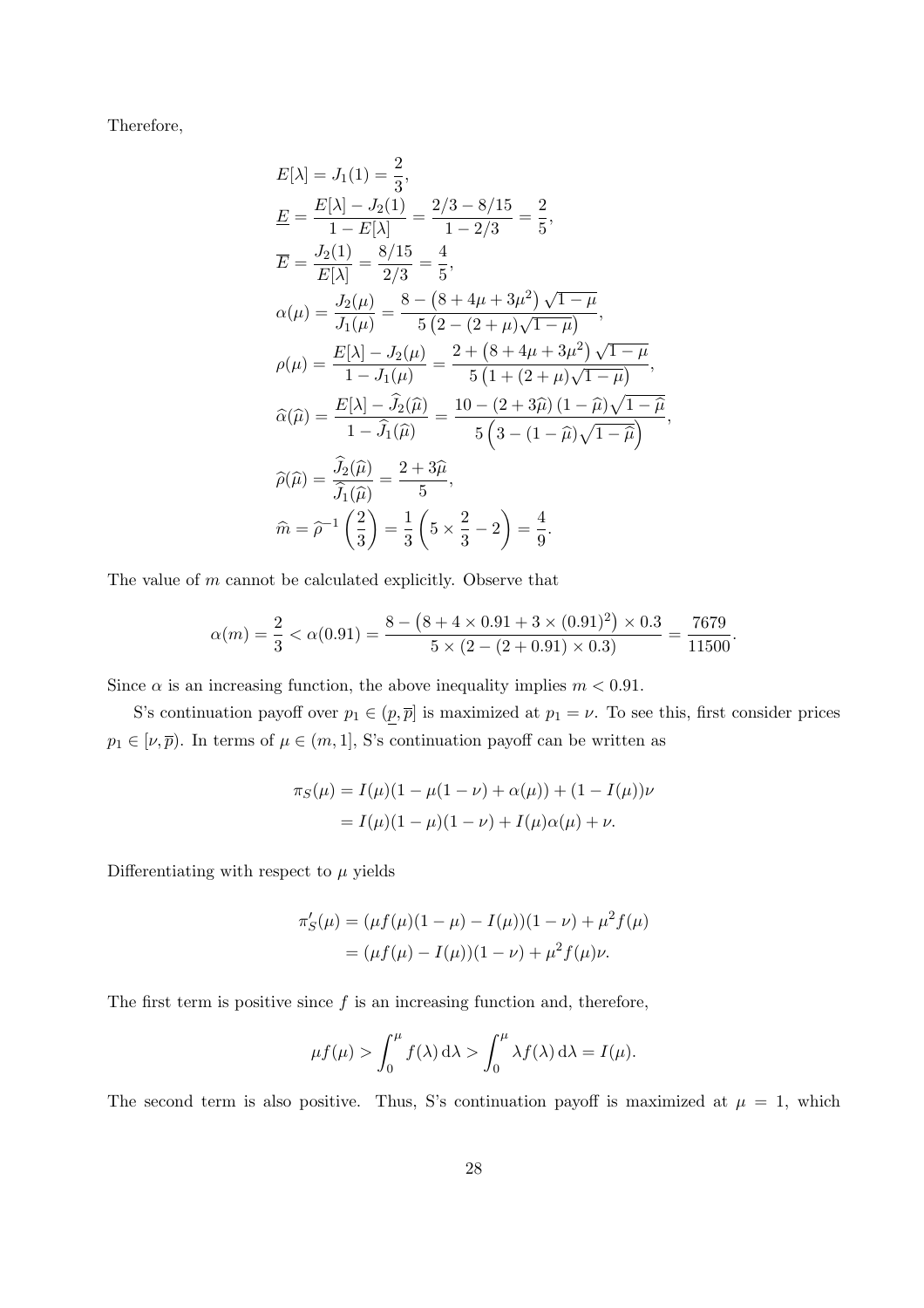Therefore,

$$
\begin{aligned}
E[\lambda] &= J_1(1) = \frac{2}{3}, \\
\underline{E} &= \frac{E[\lambda] - J_2(1)}{1 - E[\lambda]} = \frac{2/3 - 8/15}{1 - 2/3} = \frac{2}{5}, \\
\overline{E} &= \frac{J_2(1)}{E[\lambda]} = \frac{8/15}{2/3} = \frac{4}{5}, \\
\alpha(\mu) &= \frac{J_2(\mu)}{J_1(\mu)} = \frac{8 - \left(8 + 4\mu + 3\mu^2\right)\sqrt{1-\mu}}{5\left(2 - (2+\mu)\sqrt{1-\mu}\right)}, \\
\rho(\mu) &= \frac{E[\lambda] - J_2(\mu)}{1 - J_1(\mu)} = \frac{2 + \left(8 + 4\mu + 3\mu^2\right)\sqrt{1-\mu}}{5\left(1 + (2+\mu)\sqrt{1-\mu}\right)}, \\
\widehat{\alpha}(\widehat{\mu}) &= \frac{E[\lambda] - \widehat{J}_2(\widehat{\mu})}{1 - \widehat{J}_1(\widehat{\mu})} = \frac{10 - (2 + 3\widehat{\mu})(1-\widehat{\mu})\sqrt{1-\widehat{\mu}}}{5\left(3 - (1-\widehat{\mu})\sqrt{1-\widehat{\mu}}\right)}, \\
\widehat{\rho}(\widehat{\mu}) &= \frac{\widehat{J}_2(\widehat{\mu})}{\widehat{J}_1(\widehat{\mu})} = \frac{2 + 3\widehat{\mu}}{5}, \\
\widehat{m} &= \widehat{\rho}^{-1}\left(\frac{2}{3}\right) = \frac{1}{3}\left(5 \times \frac{2}{3} - 2\right) = \frac{4}{9}.
\end{aligned}
$$

The value of $m$ cannot be calculated explicitly. Observe that

$$
\alpha(m) = \frac{2}{3} < \alpha(0.91) = \frac{8 - \left(8 + 4 \times 0.91 + 3 \times (0.91)^2\right) \times 0.3}{5 \times (2 - (2 + 0.91) \times 0.3)} = \frac{7679}{11500}.
$$

Since $\alpha$ is an increasing function, the above inequality implies $m < 0.91$.

S's continuation payoff over $p_1 \in (\underline{p}, \overline{p}]$ is maximized at $p_1 = \nu$. To see this, first consider prices $p_1 \in [\nu, \overline{p})$. In terms of $\mu \in (m, 1]$, S's continuation payoff can be written as

$$
\begin{aligned}
\pi_S(\mu) &= I(\mu)(1 - \mu(1-\nu) + \alpha(\mu)) + (1 - I(\mu))\nu \\
&= I(\mu)(1-\mu)(1-\nu) + I(\mu)\alpha(\mu) + \nu.
\end{aligned}
$$

Differentiating with respect to $\mu$ yields

$$
\begin{aligned}
\pi_S'(\mu) &= (\mu f(\mu)(1-\mu) - I(\mu))(1-\nu) + \mu^2 f(\mu) \\
&= (\mu f(\mu) - I(\mu))(1-\nu) + \mu^2 f(\mu)\nu.
\end{aligned}
$$

The first term is positive since $f$ is an increasing function and, therefore,

$$
\mu f(\mu) > \int_0^\mu f(\lambda)\,\mathrm{d}\lambda > \int_0^\mu \lambda f(\lambda)\,\mathrm{d}\lambda = I(\mu).
$$

The second term is also positive. Thus, S's continuation payoff is maximized at $\mu = 1$, which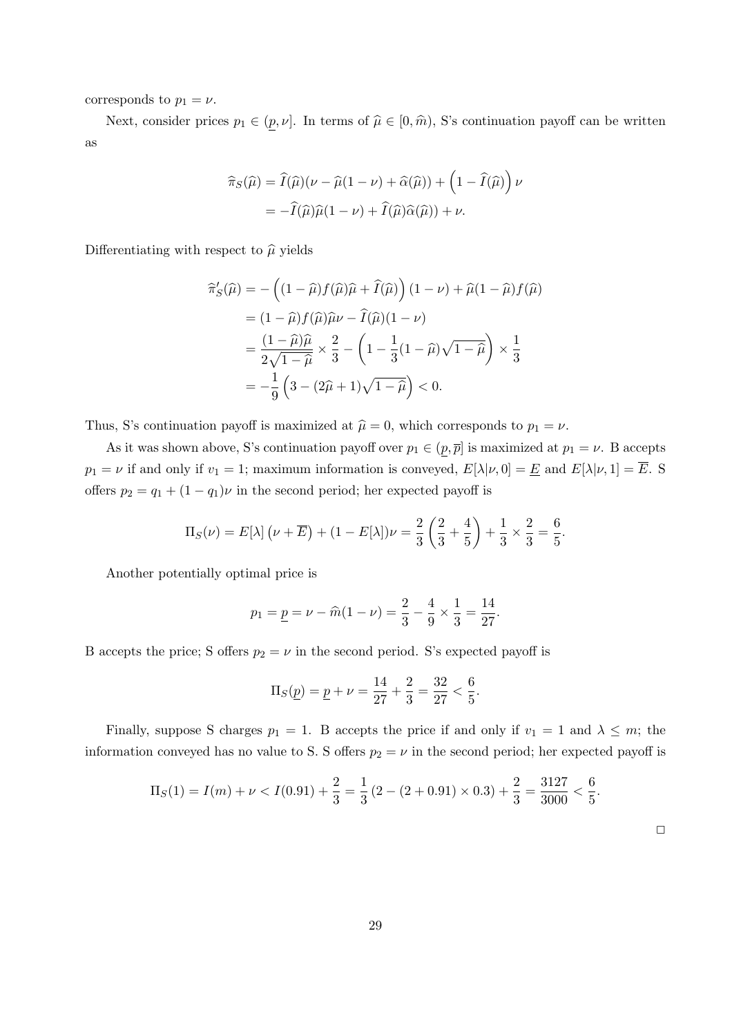corresponds to $p_1 = \nu$.

Next, consider prices $p_1 \in (\underline{p}, \nu]$. In terms of $\widehat{\mu} \in [0, \widehat{m})$, S's continuation payoff can be written as

$$
\begin{aligned}
\widehat{\pi}_S(\widehat{\mu}) &= \widehat{I}(\widehat{\mu})(\nu - \widehat{\mu}(1-\nu) + \widehat{\alpha}(\widehat{\mu})) + \left(1 - \widehat{I}(\widehat{\mu})\right)\nu \\
&= -\widehat{I}(\widehat{\mu})\widehat{\mu}(1-\nu) + \widehat{I}(\widehat{\mu})\widehat{\alpha}(\widehat{\mu})) + \nu.
\end{aligned}
$$

Differentiating with respect to $\widehat{\mu}$ yields

$$
\begin{aligned}
\widehat{\pi}'_S(\widehat{\mu}) &= -\left((1-\widehat{\mu})f(\widehat{\mu})\widehat{\mu} + \widehat{I}(\widehat{\mu})\right)(1-\nu) + \widehat{\mu}(1-\widehat{\mu})f(\widehat{\mu}) \\
&= (1-\widehat{\mu})f(\widehat{\mu})\widehat{\mu}\nu - \widehat{I}(\widehat{\mu})(1-\nu) \\
&= \frac{(1-\widehat{\mu})\widehat{\mu}}{2\sqrt{1-\widehat{\mu}}} \times \frac{2}{3} - \left(1 - \frac{1}{3}(1-\widehat{\mu})\sqrt{1-\widehat{\mu}}\right) \times \frac{1}{3} \\
&= -\frac{1}{9}\left(3 - (2\widehat{\mu}+1)\sqrt{1-\widehat{\mu}}\right) < 0.
\end{aligned}
$$

Thus, S's continuation payoff is maximized at $\widehat{\mu} = 0$, which corresponds to $p_1 = \nu$.

As it was shown above, S's continuation payoff over $p_1 \in (\underline{p}, \overline{p}]$ is maximized at $p_1 = \nu$. B accepts $p_1 = \nu$ if and only if $v_1 = 1$; maximum information is conveyed, $E[\lambda|\nu, 0] = \underline{E}$ and $E[\lambda|\nu, 1] = \overline{E}$. S offers $p_2 = q_1 + (1-q_1)\nu$ in the second period; her expected payoff is

$$
\Pi_S(\nu) = E[\lambda]\left(\nu + \overline{E}\right) + (1 - E[\lambda])\nu = \frac{2}{3}\left(\frac{2}{3} + \frac{4}{5}\right) + \frac{1}{3} \times \frac{2}{3} = \frac{6}{5}.
$$

Another potentially optimal price is

$$
p_1 = \underline{p} = \nu - \widehat{m}(1-\nu) = \frac{2}{3} - \frac{4}{9} \times \frac{1}{3} = \frac{14}{27}.
$$

B accepts the price; S offers $p_2 = \nu$ in the second period. S's expected payoff is

$$
\Pi_S(\underline{p}) = \underline{p} + \nu = \frac{14}{27} + \frac{2}{3} = \frac{32}{27} < \frac{6}{5}.
$$

Finally, suppose S charges $p_1 = 1$. B accepts the price if and only if $v_1 = 1$ and $\lambda \leq m$; the information conveyed has no value to S. S offers $p_2 = \nu$ in the second period; her expected payoff is

$$
\Pi_S(1) = I(m) + \nu < I(0.91) + \frac{2}{3} = \frac{1}{3}\left(2 - (2 + 0.91) \times 0.3\right) + \frac{2}{3} = \frac{3127}{3000} < \frac{6}{5}.
$$

$\square$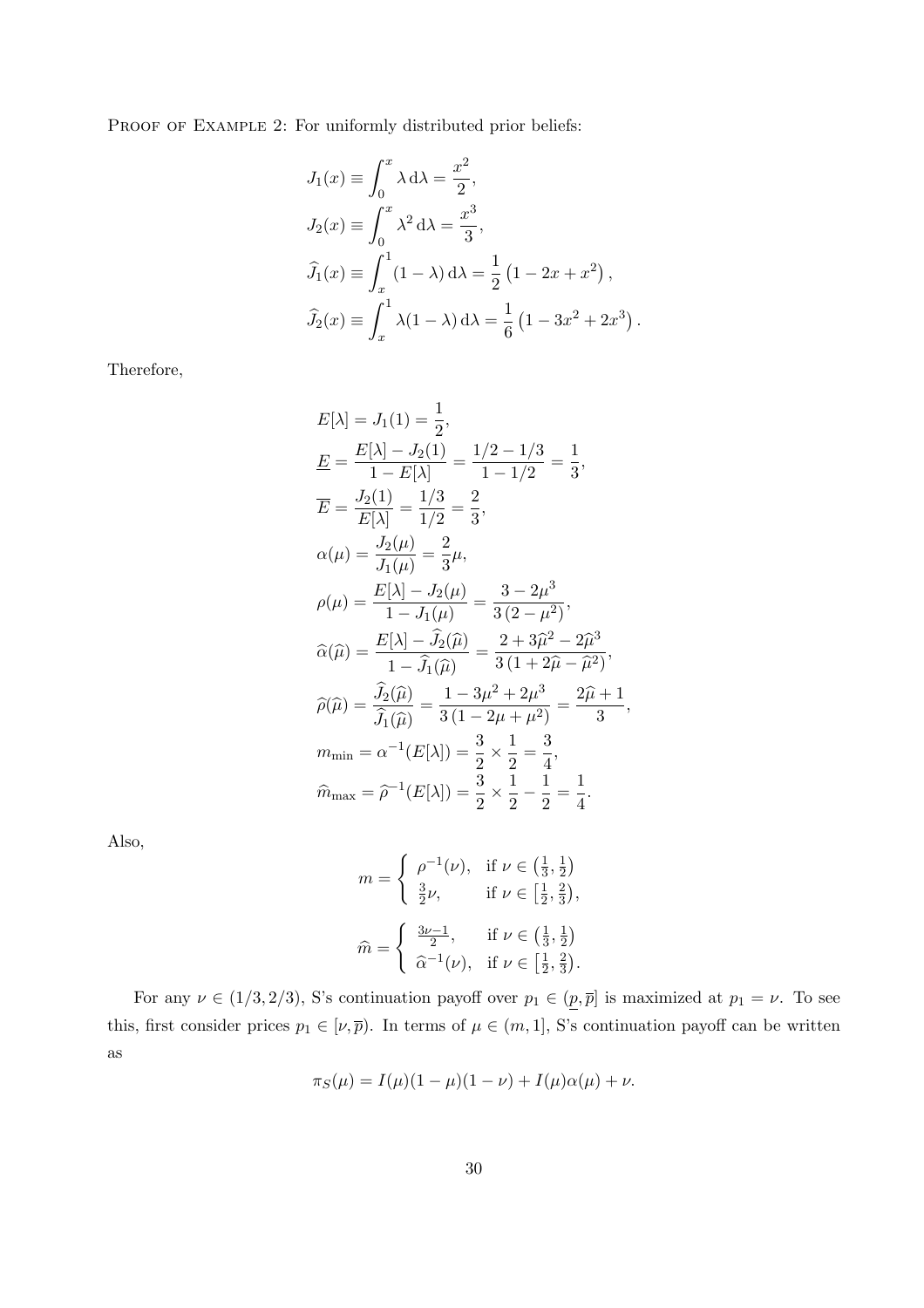Proof of Example 2: For uniformly distributed prior beliefs:

$$
\begin{aligned}
J_1(x) &\equiv \int_0^x \lambda \,\mathrm{d}\lambda = \frac{x^2}{2}, \\
J_2(x) &\equiv \int_0^x \lambda^2 \,\mathrm{d}\lambda = \frac{x^3}{3}, \\
\widehat{J}_1(x) &\equiv \int_x^1 (1-\lambda) \,\mathrm{d}\lambda = \frac{1}{2}\left(1 - 2x + x^2\right), \\
\widehat{J}_2(x) &\equiv \int_x^1 \lambda(1-\lambda) \,\mathrm{d}\lambda = \frac{1}{6}\left(1 - 3x^2 + 2x^3\right).
\end{aligned}
$$

Therefore,

$$
\begin{aligned}
E[\lambda] &= J_1(1) = \frac{1}{2}, \\
\underline{E} &= \frac{E[\lambda] - J_2(1)}{1 - E[\lambda]} = \frac{1/2 - 1/3}{1 - 1/2} = \frac{1}{3}, \\
\overline{E} &= \frac{J_2(1)}{E[\lambda]} = \frac{1/3}{1/2} = \frac{2}{3}, \\
\alpha(\mu) &= \frac{J_2(\mu)}{J_1(\mu)} = \frac{2}{3}\mu, \\
\rho(\mu) &= \frac{E[\lambda] - J_2(\mu)}{1 - J_1(\mu)} = \frac{3 - 2\mu^3}{3\left(2 - \mu^2\right)}, \\
\widehat{\alpha}(\widehat{\mu}) &= \frac{E[\lambda] - \widehat{J}_2(\widehat{\mu})}{1 - \widehat{J}_1(\widehat{\mu})} = \frac{2 + 3\widehat{\mu}^2 - 2\widehat{\mu}^3}{3\left(1 + 2\widehat{\mu} - \widehat{\mu}^2\right)}, \\
\widehat{\rho}(\widehat{\mu}) &= \frac{\widehat{J}_2(\widehat{\mu})}{\widehat{J}_1(\widehat{\mu})} = \frac{1 - 3\mu^2 + 2\mu^3}{3\left(1 - 2\mu + \mu^2\right)} = \frac{2\widehat{\mu} + 1}{3}, \\
m_{\min} &= \alpha^{-1}(E[\lambda]) = \frac{3}{2} \times \frac{1}{2} = \frac{3}{4}, \\
\widehat{m}_{\max} &= \widehat{\rho}^{-1}(E[\lambda]) = \frac{3}{2} \times \frac{1}{2} - \frac{1}{2} = \frac{1}{4}.
\end{aligned}
$$

Also,

$$
m = \begin{cases} \rho^{-1}(\nu), & \text{if } \nu \in \left(\frac{1}{3}, \frac{1}{2}\right) \\ \frac{3}{2}\nu, & \text{if } \nu \in \left[\frac{1}{2}, \frac{2}{3}\right), \end{cases}
$$

$$
\widehat{m} = \begin{cases} \frac{3\nu - 1}{2}, & \text{if } \nu \in \left(\frac{1}{3}, \frac{1}{2}\right) \\ \widehat{\alpha}^{-1}(\nu), & \text{if } \nu \in \left[\frac{1}{2}, \frac{2}{3}\right). \end{cases}
$$

For any $\nu \in (1/3, 2/3)$, S's continuation payoff over $p_1 \in (\underline{p}, \overline{p}]$ is maximized at $p_1 = \nu$. To see this, first consider prices $p_1 \in [\nu, \overline{p})$. In terms of $\mu \in (m, 1]$, S's continuation payoff can be written as

$$
\pi_S(\mu) = I(\mu)(1-\mu)(1-\nu) + I(\mu)\alpha(\mu) + \nu.
$$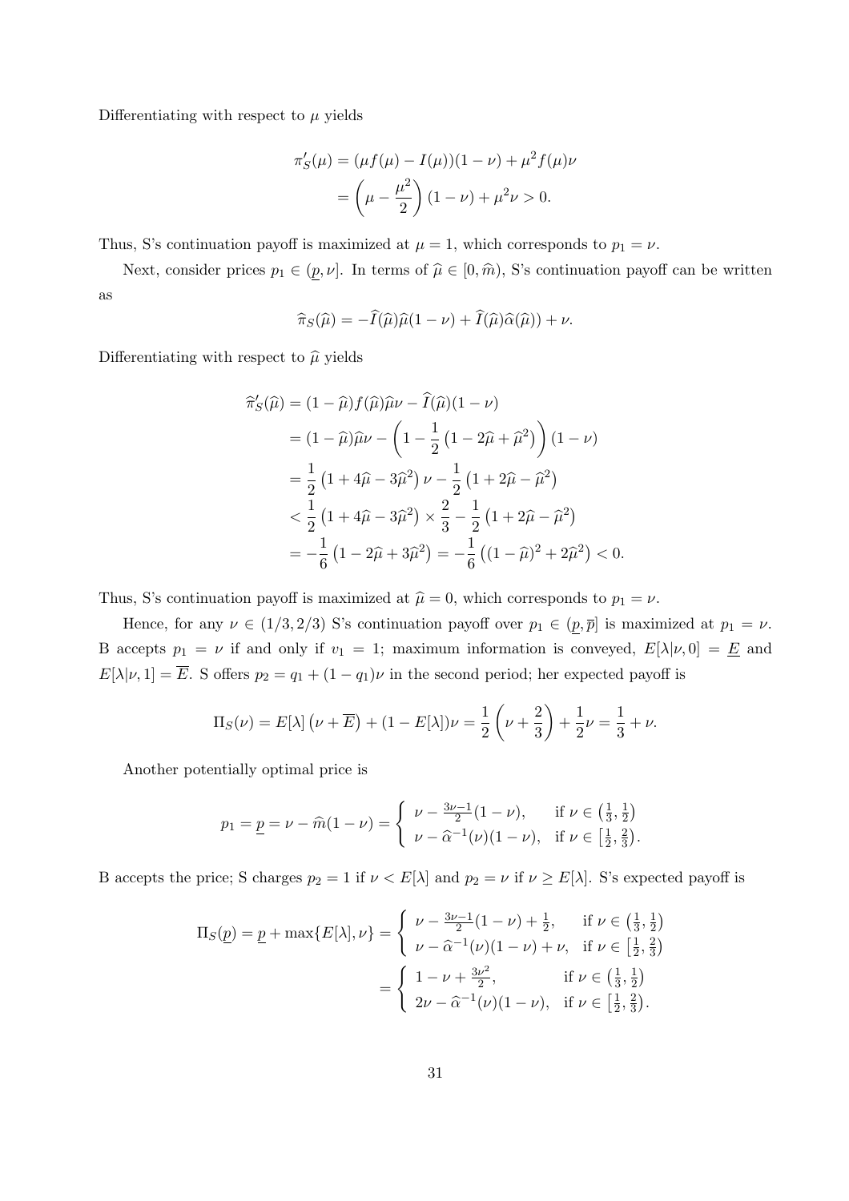Differentiating with respect to $\mu$ yields

$$
\begin{aligned}
\pi_S'(\mu) &= (\mu f(\mu) - I(\mu))(1-\nu) + \mu^2 f(\mu)\nu \\
&= \left(\mu - \frac{\mu^2}{2}\right)(1-\nu) + \mu^2 \nu > 0.
\end{aligned}
$$

Thus, S's continuation payoff is maximized at $\mu = 1$, which corresponds to $p_1 = \nu$.

Next, consider prices $p_1 \in (\underline{p}, \nu]$. In terms of $\widehat{\mu} \in [0, \widehat{m})$, S's continuation payoff can be written as

$$
\widehat{\pi}_S(\widehat{\mu}) = -\widehat{I}(\widehat{\mu})\widehat{\mu}(1-\nu) + \widehat{I}(\widehat{\mu})\widehat{\alpha}(\widehat{\mu})) + \nu.
$$

Differentiating with respect to $\widehat{\mu}$ yields

$$
\begin{aligned}
\widehat{\pi}_S'(\widehat{\mu}) &= (1-\widehat{\mu}) f(\widehat{\mu})\widehat{\mu}\nu - \widehat{I}(\widehat{\mu})(1-\nu) \\
&= (1-\widehat{\mu})\widehat{\mu}\nu - \left(1 - \frac{1}{2}\left(1 - 2\widehat{\mu} + \widehat{\mu}^2\right)\right)(1-\nu) \\
&= \frac{1}{2}\left(1 + 4\widehat{\mu} - 3\widehat{\mu}^2\right)\nu - \frac{1}{2}\left(1 + 2\widehat{\mu} - \widehat{\mu}^2\right) \\
&< \frac{1}{2}\left(1 + 4\widehat{\mu} - 3\widehat{\mu}^2\right) \times \frac{2}{3} - \frac{1}{2}\left(1 + 2\widehat{\mu} - \widehat{\mu}^2\right) \\
&= -\frac{1}{6}\left(1 - 2\widehat{\mu} + 3\widehat{\mu}^2\right) = -\frac{1}{6}\left((1-\widehat{\mu})^2 + 2\widehat{\mu}^2\right) < 0.
\end{aligned}
$$

Thus, S's continuation payoff is maximized at $\widehat{\mu} = 0$, which corresponds to $p_1 = \nu$.

Hence, for any $\nu \in (1/3, 2/3)$ S's continuation payoff over $p_1 \in (\underline{p}, \overline{p}]$ is maximized at $p_1 = \nu$. B accepts $p_1 = \nu$ if and only if $v_1 = 1$; maximum information is conveyed, $E[\lambda|\nu, 0] = \underline{E}$ and $E[\lambda|\nu, 1] = \overline{E}$. S offers $p_2 = q_1 + (1-q_1)\nu$ in the second period; her expected payoff is

$$
\Pi_S(\nu) = E[\lambda]\left(\nu + \overline{E}\right) + (1 - E[\lambda])\nu = \frac{1}{2}\left(\nu + \frac{2}{3}\right) + \frac{1}{2}\nu = \frac{1}{3} + \nu.
$$

Another potentially optimal price is

$$
p_1 = \underline{p} = \nu - \widehat{m}(1-\nu) = \begin{cases} \nu - \frac{3\nu - 1}{2}(1-\nu), & \text{if } \nu \in \left(\frac{1}{3}, \frac{1}{2}\right) \\ \nu - \widehat{\alpha}^{-1}(\nu)(1-\nu), & \text{if } \nu \in \left[\frac{1}{2}, \frac{2}{3}\right). \end{cases}
$$

B accepts the price; S charges $p_2 = 1$ if $\nu < E[\lambda]$ and $p_2 = \nu$ if $\nu \geq E[\lambda]$. S's expected payoff is

$$
\begin{aligned}
\Pi_S(\underline{p}) = \underline{p} + \max\{E[\lambda], \nu\} &= \begin{cases} \nu - \frac{3\nu - 1}{2}(1-\nu) + \frac{1}{2}, & \text{if } \nu \in \left(\frac{1}{3}, \frac{1}{2}\right) \\ \nu - \widehat{\alpha}^{-1}(\nu)(1-\nu) + \nu, & \text{if } \nu \in \left[\frac{1}{2}, \frac{2}{3}\right) \end{cases} \\
&= \begin{cases} 1 - \nu + \frac{3\nu^2}{2}, & \text{if } \nu \in \left(\frac{1}{3}, \frac{1}{2}\right) \\ 2\nu - \widehat{\alpha}^{-1}(\nu)(1-\nu), & \text{if } \nu \in \left[\frac{1}{2}, \frac{2}{3}\right). \end{cases}
\end{aligned}
$$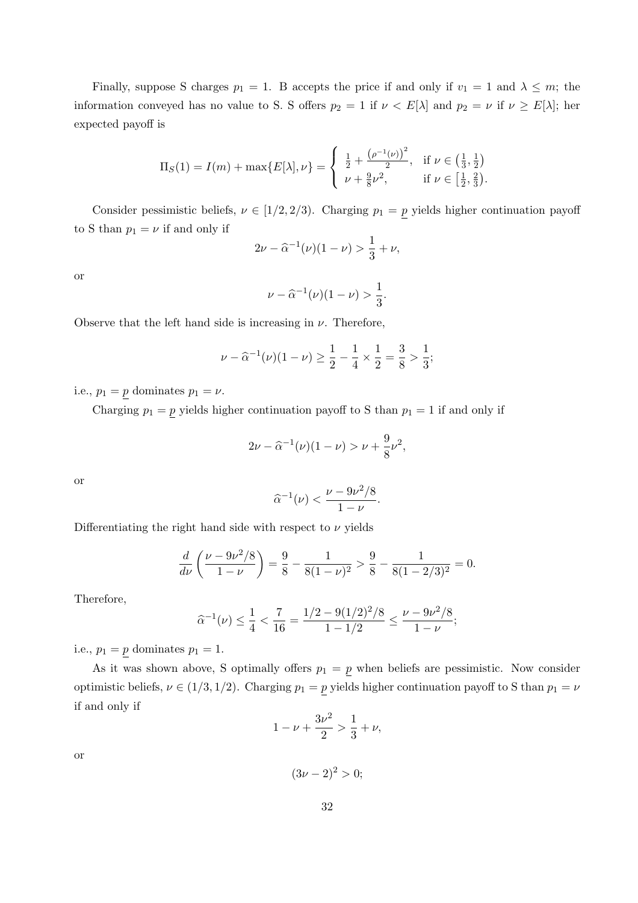Finally, suppose S charges $p_1 = 1$. B accepts the price if and only if $v_1 = 1$ and $\lambda \leq m$; the information conveyed has no value to S. S offers $p_2 = 1$ if $\nu < E[\lambda]$ and $p_2 = \nu$ if $\nu \geq E[\lambda]$; her expected payoff is

$$\Pi_S(1) = I(m) + \max\{E[\lambda], \nu\} = \begin{cases} \frac{1}{2} + \frac{\left(\rho^{-1}(\nu)\right)^2}{2}, & \text{if } \nu \in \left(\frac{1}{3}, \frac{1}{2}\right) \\ \nu + \frac{9}{8}\nu^2, & \text{if } \nu \in \left[\frac{1}{2}, \frac{2}{3}\right). \end{cases}$$

Consider pessimistic beliefs, $\nu \in [1/2, 2/3)$. Charging $p_1 = \underline{p}$ yields higher continuation payoff to S than $p_1 = \nu$ if and only if

$$2\nu - \widehat{\alpha}^{-1}(\nu)(1 - \nu) > \frac{1}{3} + \nu,$$

or

$$\nu - \widehat{\alpha}^{-1}(\nu)(1 - \nu) > \frac{1}{3}.$$

Observe that the left hand side is increasing in $\nu$. Therefore,

$$\nu - \widehat{\alpha}^{-1}(\nu)(1 - \nu) \geq \frac{1}{2} - \frac{1}{4} \times \frac{1}{2} = \frac{3}{8} > \frac{1}{3};$$

i.e., $p_1 = \underline{p}$ dominates $p_1 = \nu$.

Charging $p_1 = \underline{p}$ yields higher continuation payoff to S than $p_1 = 1$ if and only if

$$2\nu - \widehat{\alpha}^{-1}(\nu)(1 - \nu) > \nu + \frac{9}{8}\nu^2,$$

or

$$\widehat{\alpha}^{-1}(\nu) < \frac{\nu - 9\nu^2/8}{1 - \nu}.$$

Differentiating the right hand side with respect to $\nu$ yields

$$\frac{d}{d\nu}\left(\frac{\nu - 9\nu^2/8}{1 - \nu}\right) = \frac{9}{8} - \frac{1}{8(1 - \nu)^2} > \frac{9}{8} - \frac{1}{8(1 - 2/3)^2} = 0.$$

Therefore,

$$\widehat{\alpha}^{-1}(\nu) \leq \frac{1}{4} < \frac{7}{16} = \frac{1/2 - 9(1/2)^2/8}{1 - 1/2} \leq \frac{\nu - 9\nu^2/8}{1 - \nu};$$

i.e., $p_1 = \underline{p}$ dominates $p_1 = 1$.

As it was shown above, S optimally offers $p_1 = \underline{p}$ when beliefs are pessimistic. Now consider optimistic beliefs, $\nu \in (1/3, 1/2)$. Charging $p_1 = \underline{p}$ yields higher continuation payoff to S than $p_1 = \nu$ if and only if

$$1 - \nu + \frac{3\nu^2}{2} > \frac{1}{3} + \nu,$$

or

$$(3\nu - 2)^2 > 0;$$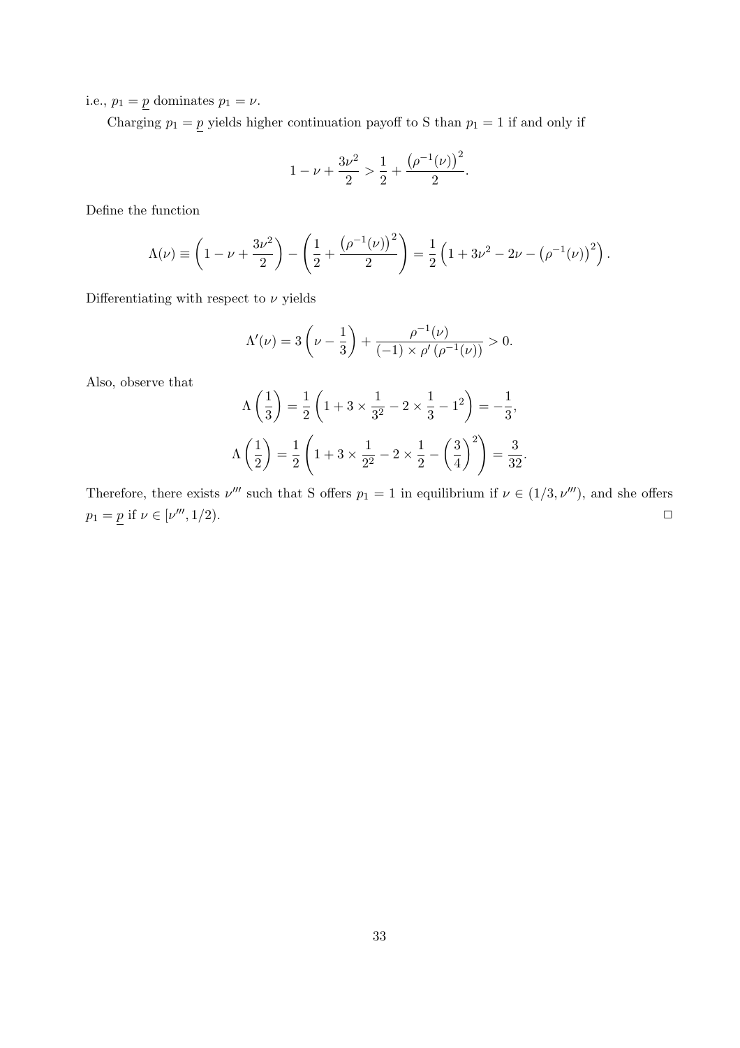i.e., $p_1 = \underline{p}$ dominates $p_1 = \nu$.

Charging $p_1 = \underline{p}$ yields higher continuation payoff to S than $p_1 = 1$ if and only if

$$1 - \nu + \frac{3\nu^2}{2} > \frac{1}{2} + \frac{\left(\rho^{-1}(\nu)\right)^2}{2}.$$

Define the function

$$\Lambda(\nu) \equiv \left(1 - \nu + \frac{3\nu^2}{2}\right) - \left(\frac{1}{2} + \frac{\left(\rho^{-1}(\nu)\right)^2}{2}\right) = \frac{1}{2}\left(1 + 3\nu^2 - 2\nu - \left(\rho^{-1}(\nu)\right)^2\right).$$

Differentiating with respect to $\nu$ yields

$$\Lambda'(\nu) = 3\left(\nu - \frac{1}{3}\right) + \frac{\rho^{-1}(\nu)}{(-1) \times \rho'\left(\rho^{-1}(\nu)\right)} > 0.$$

Also, observe that

$$\Lambda\left(\frac{1}{3}\right) = \frac{1}{2}\left(1 + 3 \times \frac{1}{3^2} - 2 \times \frac{1}{3} - 1^2\right) = -\frac{1}{3},$$

$$\Lambda\left(\frac{1}{2}\right) = \frac{1}{2}\left(1 + 3 \times \frac{1}{2^2} - 2 \times \frac{1}{2} - \left(\frac{3}{4}\right)^2\right) = \frac{3}{32}.$$

Therefore, there exists $\nu'''$ such that S offers $p_1 = 1$ in equilibrium if $\nu \in (1/3, \nu''')$, and she offers $p_1 = \underline{p}$ if $\nu \in [\nu''', 1/2)$. □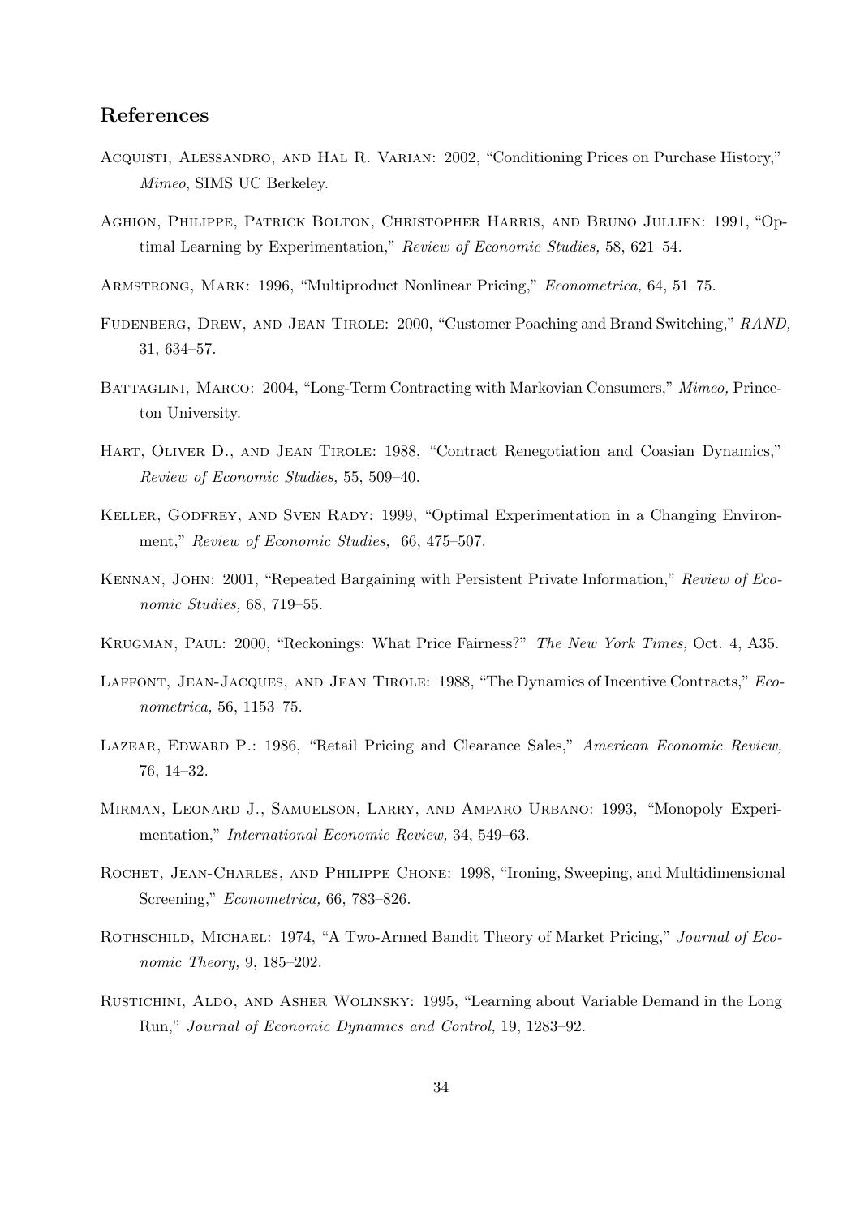## References

Acquisti, Alessandro, and Hal R. Varian: 2002, "Conditioning Prices on Purchase History," *Mimeo*, SIMS UC Berkeley.

Aghion, Philippe, Patrick Bolton, Christopher Harris, and Bruno Jullien: 1991, "Optimal Learning by Experimentation," *Review of Economic Studies,* 58, 621–54.

Armstrong, Mark: 1996, "Multiproduct Nonlinear Pricing," *Econometrica,* 64, 51–75.

Fudenberg, Drew, and Jean Tirole: 2000, "Customer Poaching and Brand Switching," *RAND,* 31, 634–57.

Battaglini, Marco: 2004, "Long-Term Contracting with Markovian Consumers," *Mimeo,* Princeton University.

Hart, Oliver D., and Jean Tirole: 1988, "Contract Renegotiation and Coasian Dynamics," *Review of Economic Studies,* 55, 509–40.

Keller, Godfrey, and Sven Rady: 1999, "Optimal Experimentation in a Changing Environment," *Review of Economic Studies,* 66, 475–507.

Kennan, John: 2001, "Repeated Bargaining with Persistent Private Information," *Review of Economic Studies,* 68, 719–55.

Krugman, Paul: 2000, "Reckonings: What Price Fairness?" *The New York Times,* Oct. 4, A35.

Laffont, Jean-Jacques, and Jean Tirole: 1988, "The Dynamics of Incentive Contracts," *Econometrica,* 56, 1153–75.

Lazear, Edward P.: 1986, "Retail Pricing and Clearance Sales," *American Economic Review,* 76, 14–32.

Mirman, Leonard J., Samuelson, Larry, and Amparo Urbano: 1993, "Monopoly Experimentation," *International Economic Review,* 34, 549–63.

Rochet, Jean-Charles, and Philippe Chone: 1998, "Ironing, Sweeping, and Multidimensional Screening," *Econometrica,* 66, 783–826.

Rothschild, Michael: 1974, "A Two-Armed Bandit Theory of Market Pricing," *Journal of Economic Theory,* 9, 185–202.

Rustichini, Aldo, and Asher Wolinsky: 1995, "Learning about Variable Demand in the Long Run," *Journal of Economic Dynamics and Control,* 19, 1283–92.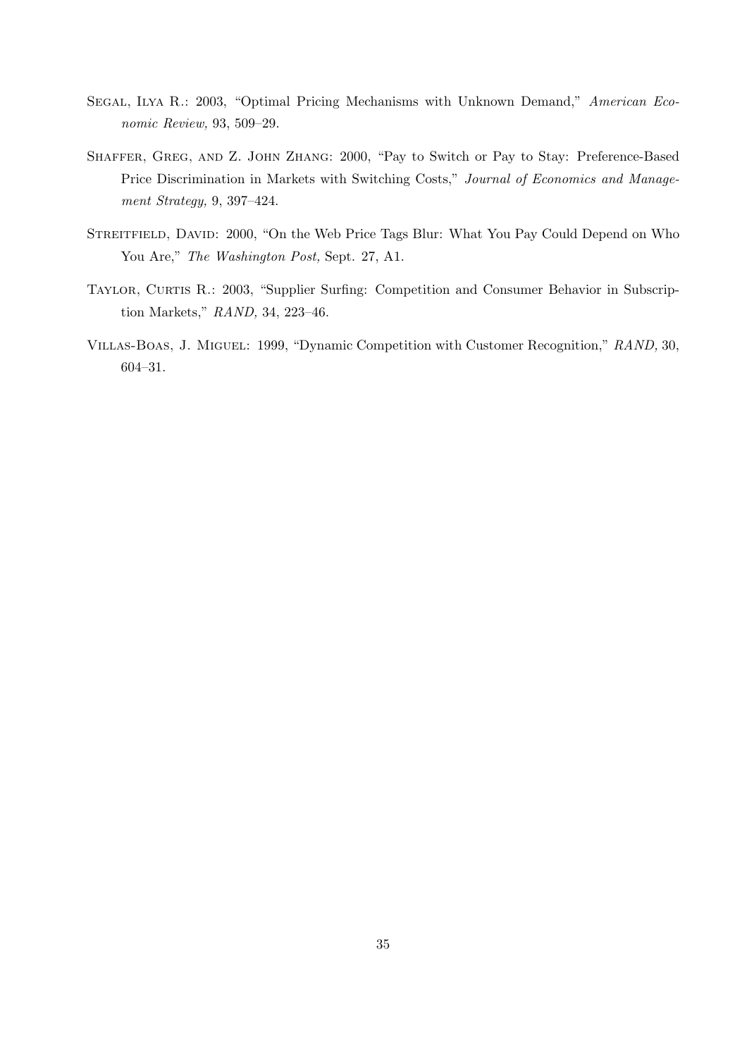Segal, Ilya R.: 2003, "Optimal Pricing Mechanisms with Unknown Demand," *American Economic Review,* 93, 509–29.

Shaffer, Greg, and Z. John Zhang: 2000, "Pay to Switch or Pay to Stay: Preference-Based Price Discrimination in Markets with Switching Costs," *Journal of Economics and Management Strategy,* 9, 397–424.

Streitfield, David: 2000, "On the Web Price Tags Blur: What You Pay Could Depend on Who You Are," *The Washington Post,* Sept. 27, A1.

Taylor, Curtis R.: 2003, "Supplier Surfing: Competition and Consumer Behavior in Subscription Markets," *RAND,* 34, 223–46.

Villas-Boas, J. Miguel: 1999, "Dynamic Competition with Customer Recognition," *RAND,* 30, 604–31.